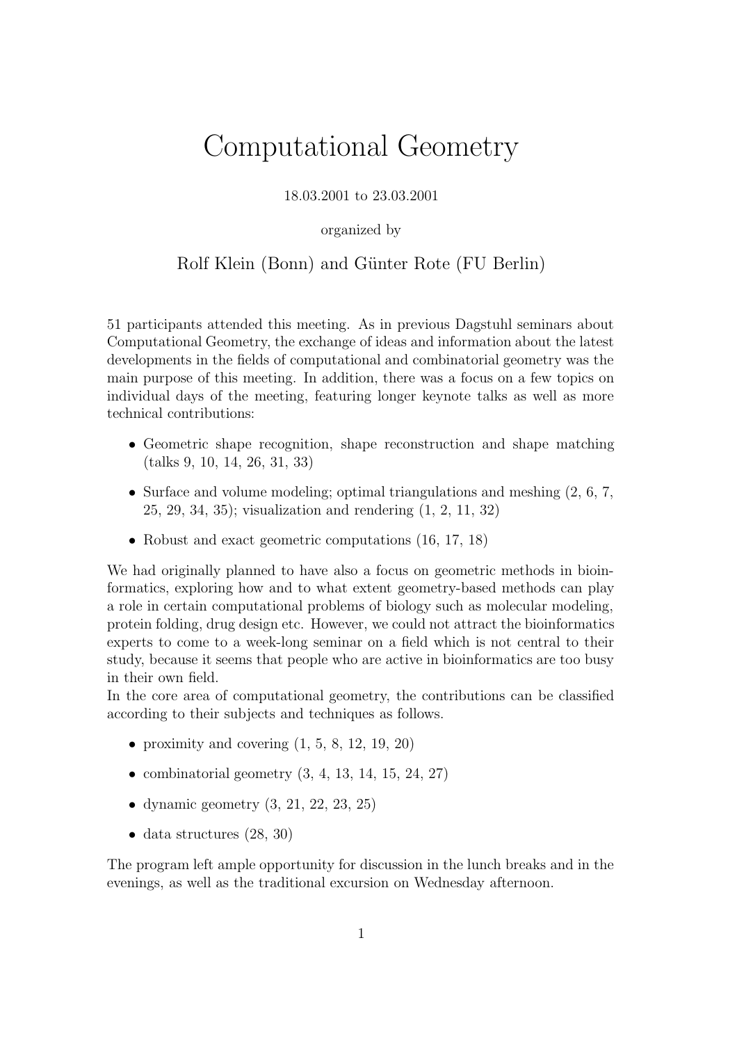# Computational Geometry

18.03.2001 to 23.03.2001

organized by

Rolf Klein (Bonn) and Günter Rote (FU Berlin)

51 participants attended this meeting. As in previous Dagstuhl seminars about Computational Geometry, the exchange of ideas and information about the latest developments in the fields of computational and combinatorial geometry was the main purpose of this meeting. In addition, there was a focus on a few topics on individual days of the meeting, featuring longer keynote talks as well as more technical contributions:

- Geometric shape recognition, shape reconstruction and shape matching (talks 9, 10, 14, 26, 31, 33)
- Surface and volume modeling; optimal triangulations and meshing (2, 6, 7, 25, 29, 34, 35); visualization and rendering (1, 2, 11, 32)
- Robust and exact geometric computations (16, 17, 18)

We had originally planned to have also a focus on geometric methods in bioinformatics, exploring how and to what extent geometry-based methods can play a role in certain computational problems of biology such as molecular modeling, protein folding, drug design etc. However, we could not attract the bioinformatics experts to come to a week-long seminar on a field which is not central to their study, because it seems that people who are active in bioinformatics are too busy in their own field.

In the core area of computational geometry, the contributions can be classified according to their subjects and techniques as follows.

- proximity and covering (1, 5, 8, 12, 19, 20)
- combinatorial geometry (3, 4, 13, 14, 15, 24, 27)
- dynamic geometry (3, 21, 22, 23, 25)
- data structures (28, 30)

The program left ample opportunity for discussion in the lunch breaks and in the evenings, as well as the traditional excursion on Wednesday afternoon.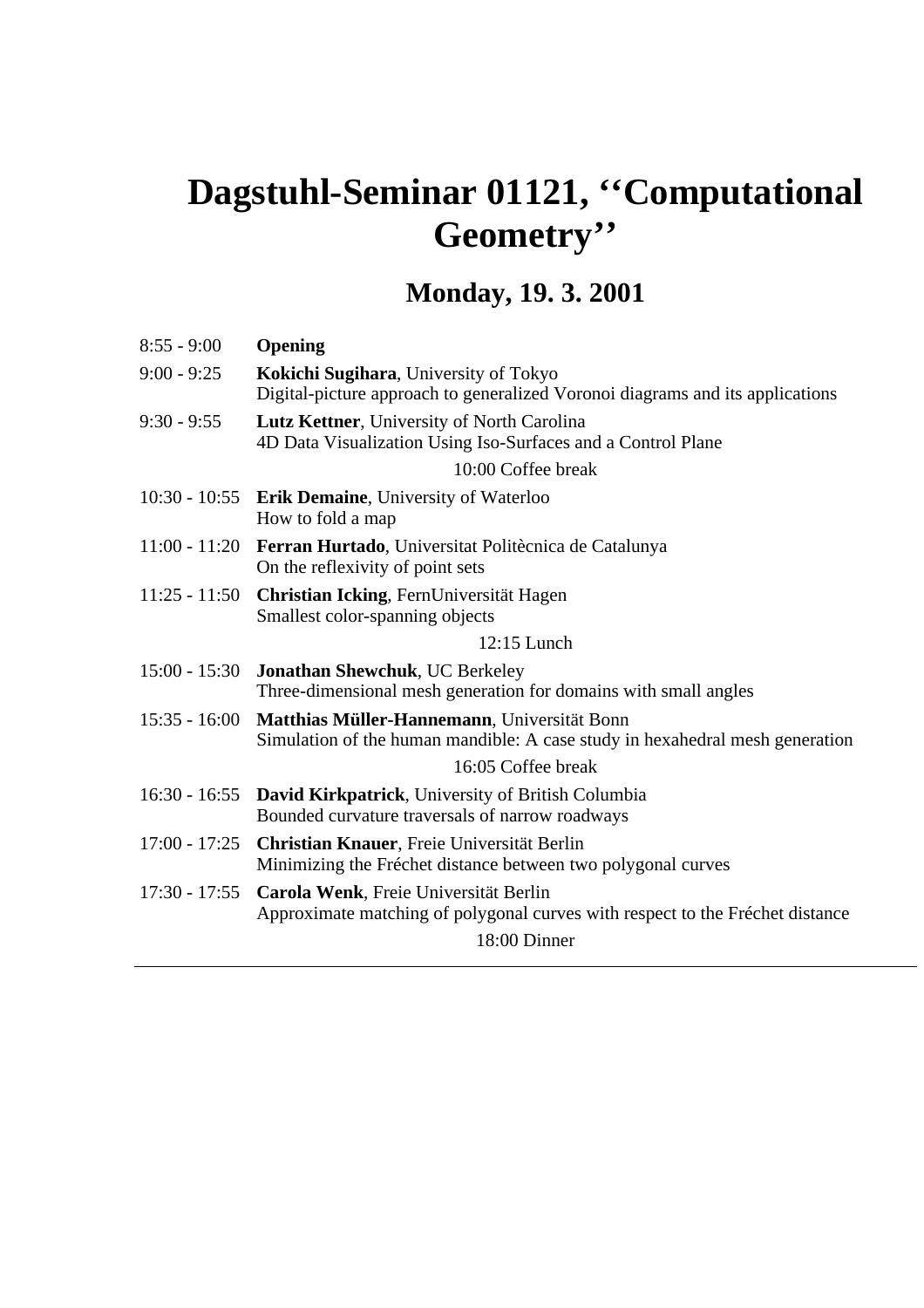# Dagstuhl-Seminar 01121, ‘‘Computational Geometry’’

## Monday, 19. 3. 2001

| | |
|---|---|
| 8:55 - 9:00 | **Opening** |
| 9:00 - 9:25 | **Kokichi Sugihara**, University of Tokyo<br>Digital-picture approach to generalized Voronoi diagrams and its applications |
| 9:30 - 9:55 | **Lutz Kettner**, University of North Carolina<br>4D Data Visualization Using Iso-Surfaces and a Control Plane |
| | 10:00 Coffee break |
| 10:30 - 10:55 | **Erik Demaine**, University of Waterloo<br>How to fold a map |
| 11:00 - 11:20 | **Ferran Hurtado**, Universitat Politècnica de Catalunya<br>On the reflexivity of point sets |
| 11:25 - 11:50 | **Christian Icking**, FernUniversität Hagen<br>Smallest color-spanning objects |
| | 12:15 Lunch |
| 15:00 - 15:30 | **Jonathan Shewchuk**, UC Berkeley<br>Three-dimensional mesh generation for domains with small angles |
| 15:35 - 16:00 | **Matthias Müller-Hannemann**, Universität Bonn<br>Simulation of the human mandible: A case study in hexahedral mesh generation |
| | 16:05 Coffee break |
| 16:30 - 16:55 | **David Kirkpatrick**, University of British Columbia<br>Bounded curvature traversals of narrow roadways |
| 17:00 - 17:25 | **Christian Knauer**, Freie Universität Berlin<br>Minimizing the Fréchet distance between two polygonal curves |
| 17:30 - 17:55 | **Carola Wenk**, Freie Universität Berlin<br>Approximate matching of polygonal curves with respect to the Fréchet distance |
| | 18:00 Dinner |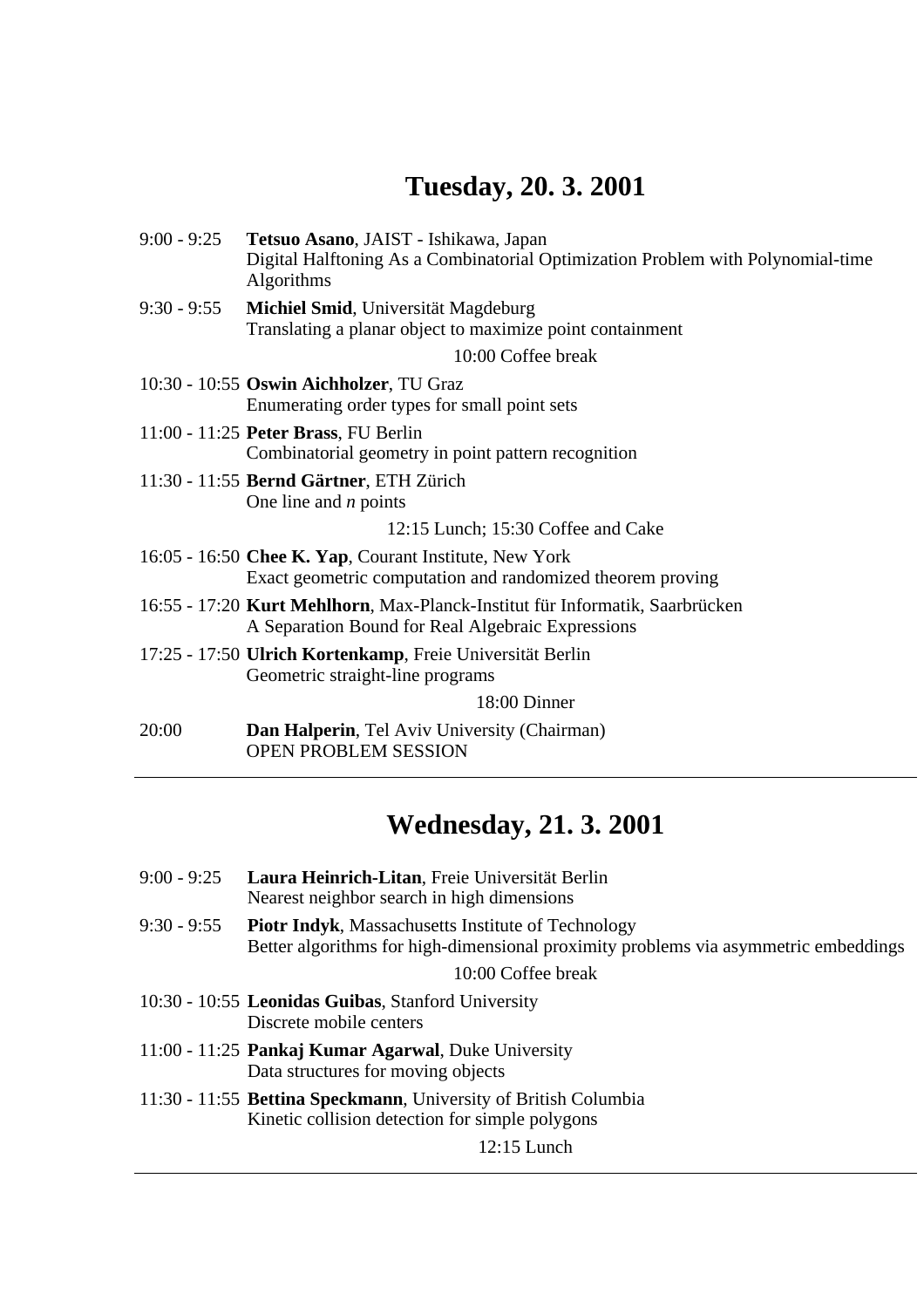## Tuesday, 20. 3. 2001

9:00 - 9:25 **Tetsuo Asano**, JAIST - Ishikawa, Japan
Digital Halftoning As a Combinatorial Optimization Problem with Polynomial-time Algorithms

9:30 - 9:55 **Michiel Smid**, Universität Magdeburg
Translating a planar object to maximize point containment

10:00 Coffee break

10:30 - 10:55 **Oswin Aichholzer**, TU Graz
Enumerating order types for small point sets

11:00 - 11:25 **Peter Brass**, FU Berlin
Combinatorial geometry in point pattern recognition

11:30 - 11:55 **Bernd Gärtner**, ETH Zürich
One line and $n$ points

12:15 Lunch; 15:30 Coffee and Cake

16:05 - 16:50 **Chee K. Yap**, Courant Institute, New York
Exact geometric computation and randomized theorem proving

16:55 - 17:20 **Kurt Mehlhorn**, Max-Planck-Institut für Informatik, Saarbrücken
A Separation Bound for Real Algebraic Expressions

17:25 - 17:50 **Ulrich Kortenkamp**, Freie Universität Berlin
Geometric straight-line programs

18:00 Dinner

20:00 **Dan Halperin**, Tel Aviv University (Chairman)
OPEN PROBLEM SESSION

---

## Wednesday, 21. 3. 2001

9:00 - 9:25 **Laura Heinrich-Litan**, Freie Universität Berlin
Nearest neighbor search in high dimensions

9:30 - 9:55 **Piotr Indyk**, Massachusetts Institute of Technology
Better algorithms for high-dimensional proximity problems via asymmetric embeddings

10:00 Coffee break

10:30 - 10:55 **Leonidas Guibas**, Stanford University
Discrete mobile centers

11:00 - 11:25 **Pankaj Kumar Agarwal**, Duke University
Data structures for moving objects

11:30 - 11:55 **Bettina Speckmann**, University of British Columbia
Kinetic collision detection for simple polygons

12:15 Lunch

---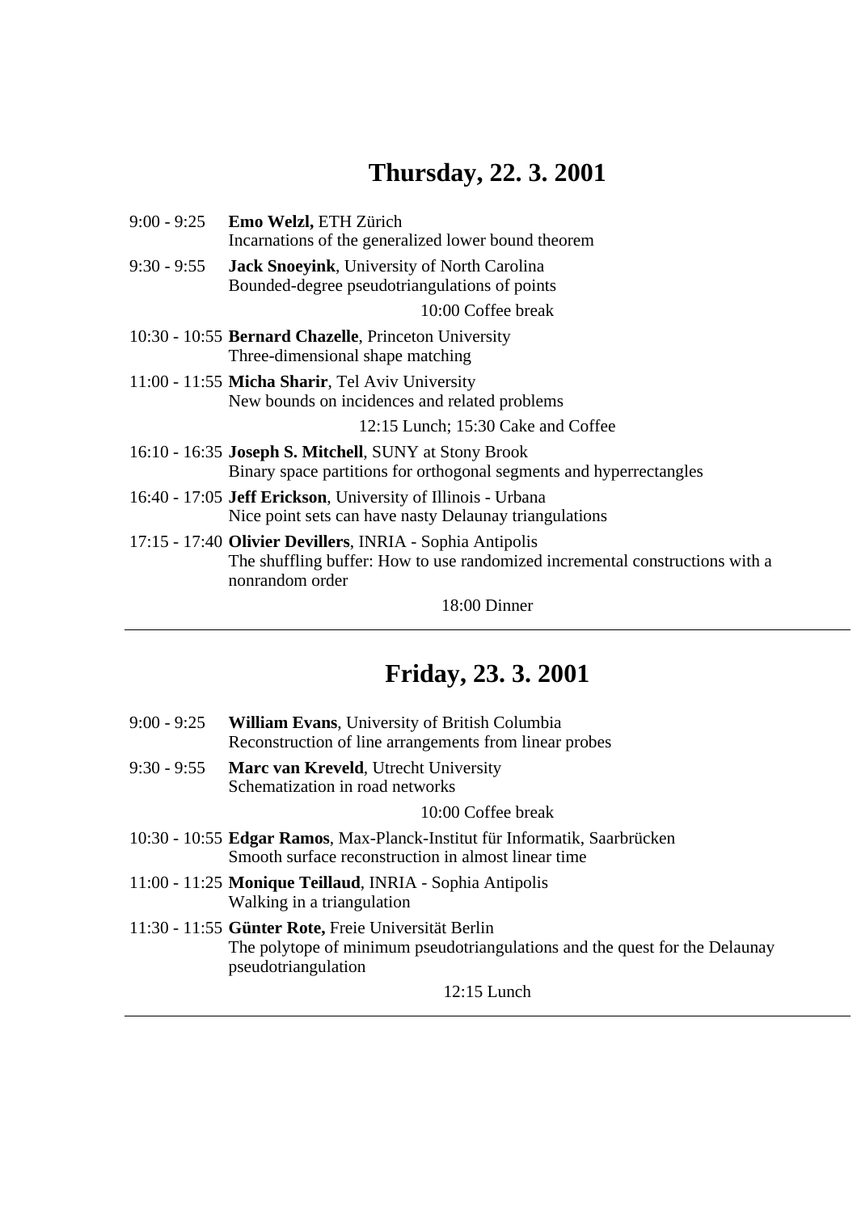## Thursday, 22. 3. 2001

9:00 - 9:25 **Emo Welzl,** ETH Zürich
Incarnations of the generalized lower bound theorem

9:30 - 9:55 **Jack Snoeyink**, University of North Carolina
Bounded-degree pseudotriangulations of points

10:00 Coffee break

10:30 - 10:55 **Bernard Chazelle**, Princeton University
Three-dimensional shape matching

11:00 - 11:55 **Micha Sharir**, Tel Aviv University
New bounds on incidences and related problems

12:15 Lunch; 15:30 Cake and Coffee

16:10 - 16:35 **Joseph S. Mitchell**, SUNY at Stony Brook
Binary space partitions for orthogonal segments and hyperrectangles

16:40 - 17:05 **Jeff Erickson**, University of Illinois - Urbana
Nice point sets can have nasty Delaunay triangulations

17:15 - 17:40 **Olivier Devillers**, INRIA - Sophia Antipolis
The shuffling buffer: How to use randomized incremental constructions with a nonrandom order

18:00 Dinner

---

## Friday, 23. 3. 2001

9:00 - 9:25 **William Evans**, University of British Columbia
Reconstruction of line arrangements from linear probes

9:30 - 9:55 **Marc van Kreveld**, Utrecht University
Schematization in road networks

10:00 Coffee break

10:30 - 10:55 **Edgar Ramos**, Max-Planck-Institut für Informatik, Saarbrücken
Smooth surface reconstruction in almost linear time

11:00 - 11:25 **Monique Teillaud**, INRIA - Sophia Antipolis
Walking in a triangulation

11:30 - 11:55 **Günter Rote,** Freie Universität Berlin
The polytope of minimum pseudotriangulations and the quest for the Delaunay pseudotriangulation

12:15 Lunch

---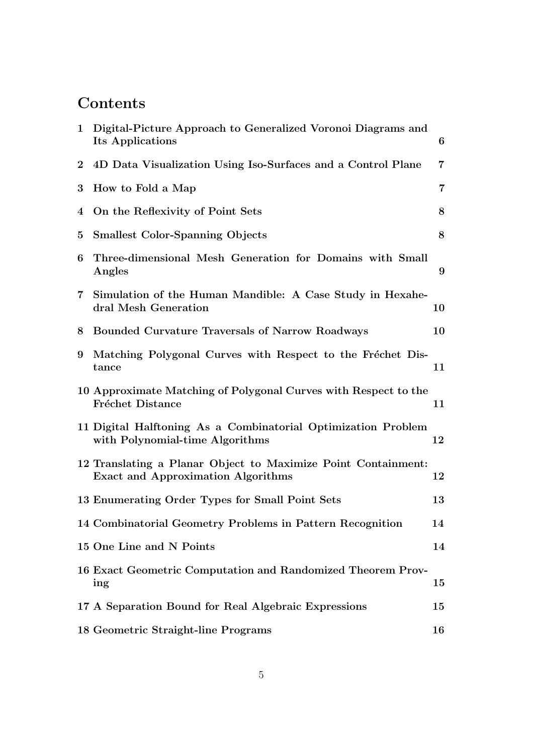# Contents

1 Digital-Picture Approach to Generalized Voronoi Diagrams and Its Applications 6

2 4D Data Visualization Using Iso-Surfaces and a Control Plane 7

3 How to Fold a Map 7

4 On the Reflexivity of Point Sets 8

5 Smallest Color-Spanning Objects 8

6 Three-dimensional Mesh Generation for Domains with Small Angles 9

7 Simulation of the Human Mandible: A Case Study in Hexahedral Mesh Generation 10

8 Bounded Curvature Traversals of Narrow Roadways 10

9 Matching Polygonal Curves with Respect to the Fréchet Distance 11

10 Approximate Matching of Polygonal Curves with Respect to the Fréchet Distance 11

11 Digital Halftoning As a Combinatorial Optimization Problem with Polynomial-time Algorithms 12

12 Translating a Planar Object to Maximize Point Containment: Exact and Approximation Algorithms 12

13 Enumerating Order Types for Small Point Sets 13

14 Combinatorial Geometry Problems in Pattern Recognition 14

15 One Line and N Points 14

16 Exact Geometric Computation and Randomized Theorem Proving 15

17 A Separation Bound for Real Algebraic Expressions 15

18 Geometric Straight-line Programs 16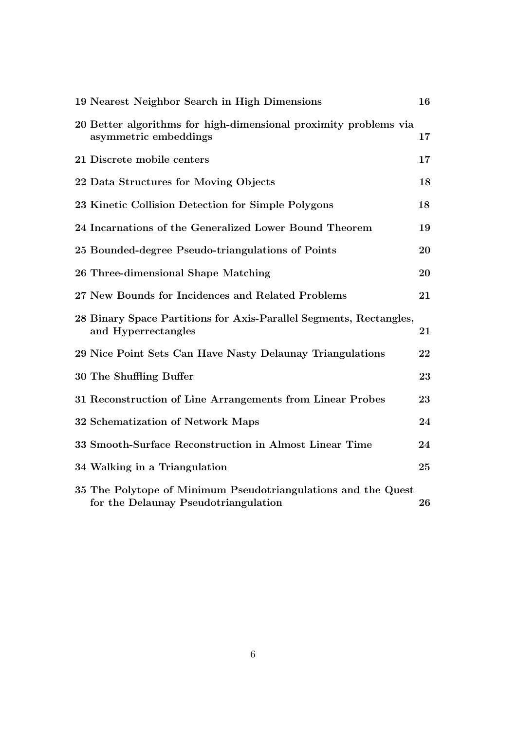**19 Nearest Neighbor Search in High Dimensions** **16**

**20 Better algorithms for high-dimensional proximity problems via asymmetric embeddings** **17**

**21 Discrete mobile centers** **17**

**22 Data Structures for Moving Objects** **18**

**23 Kinetic Collision Detection for Simple Polygons** **18**

**24 Incarnations of the Generalized Lower Bound Theorem** **19**

**25 Bounded-degree Pseudo-triangulations of Points** **20**

**26 Three-dimensional Shape Matching** **20**

**27 New Bounds for Incidences and Related Problems** **21**

**28 Binary Space Partitions for Axis-Parallel Segments, Rectangles, and Hyperrectangles** **21**

**29 Nice Point Sets Can Have Nasty Delaunay Triangulations** **22**

**30 The Shuffling Buffer** **23**

**31 Reconstruction of Line Arrangements from Linear Probes** **23**

**32 Schematization of Network Maps** **24**

**33 Smooth-Surface Reconstruction in Almost Linear Time** **24**

**34 Walking in a Triangulation** **25**

**35 The Polytope of Minimum Pseudotriangulations and the Quest for the Delaunay Pseudotriangulation** **26**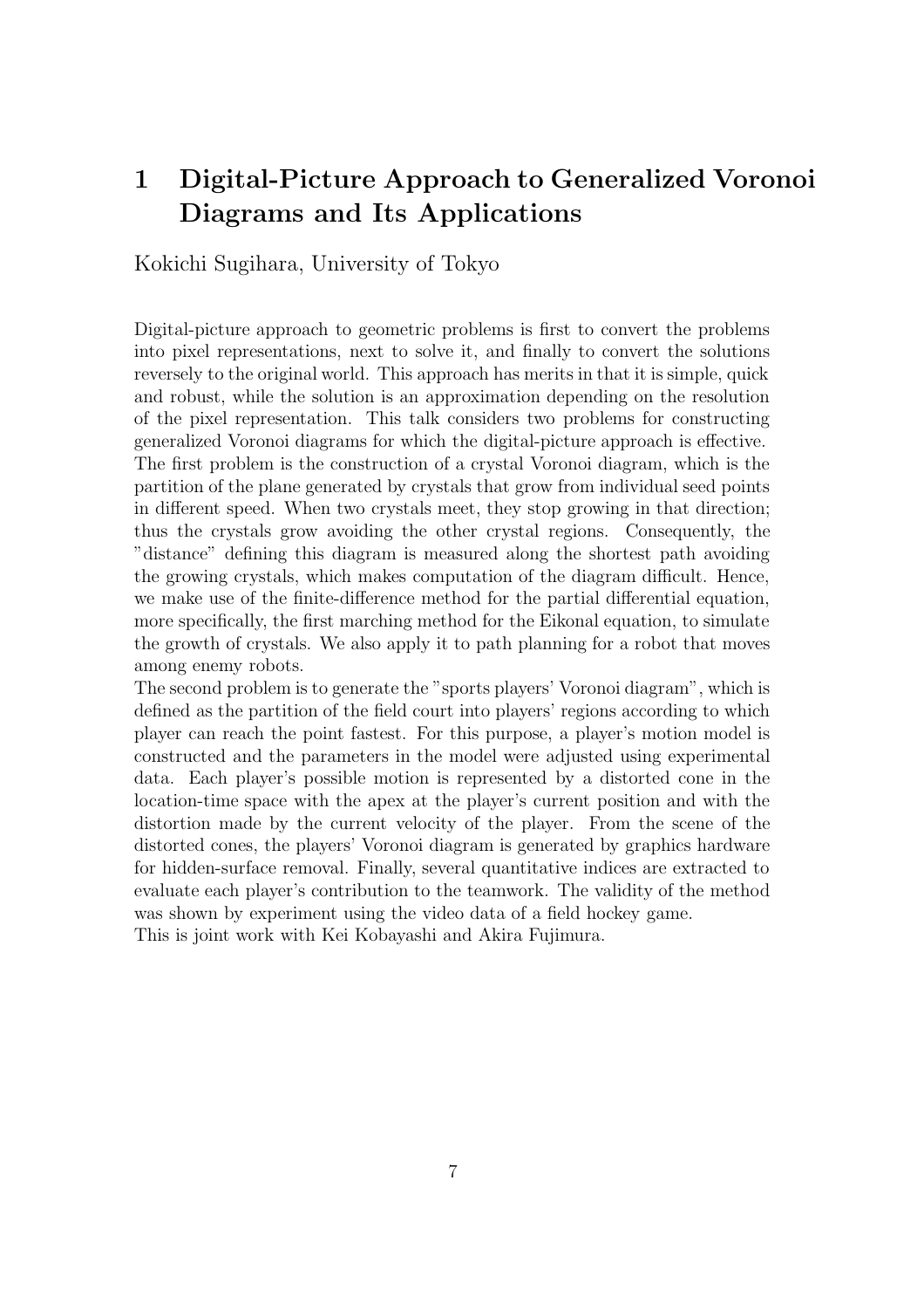# 1 Digital-Picture Approach to Generalized Voronoi Diagrams and Its Applications

Kokichi Sugihara, University of Tokyo

Digital-picture approach to geometric problems is first to convert the problems into pixel representations, next to solve it, and finally to convert the solutions reversely to the original world. This approach has merits in that it is simple, quick and robust, while the solution is an approximation depending on the resolution of the pixel representation. This talk considers two problems for constructing generalized Voronoi diagrams for which the digital-picture approach is effective. The first problem is the construction of a crystal Voronoi diagram, which is the partition of the plane generated by crystals that grow from individual seed points in different speed. When two crystals meet, they stop growing in that direction; thus the crystals grow avoiding the other crystal regions. Consequently, the "distance" defining this diagram is measured along the shortest path avoiding the growing crystals, which makes computation of the diagram difficult. Hence, we make use of the finite-difference method for the partial differential equation, more specifically, the first marching method for the Eikonal equation, to simulate the growth of crystals. We also apply it to path planning for a robot that moves among enemy robots.

The second problem is to generate the "sports players' Voronoi diagram", which is defined as the partition of the field court into players' regions according to which player can reach the point fastest. For this purpose, a player's motion model is constructed and the parameters in the model were adjusted using experimental data. Each player's possible motion is represented by a distorted cone in the location-time space with the apex at the player's current position and with the distortion made by the current velocity of the player. From the scene of the distorted cones, the players' Voronoi diagram is generated by graphics hardware for hidden-surface removal. Finally, several quantitative indices are extracted to evaluate each player's contribution to the teamwork. The validity of the method was shown by experiment using the video data of a field hockey game.

This is joint work with Kei Kobayashi and Akira Fujimura.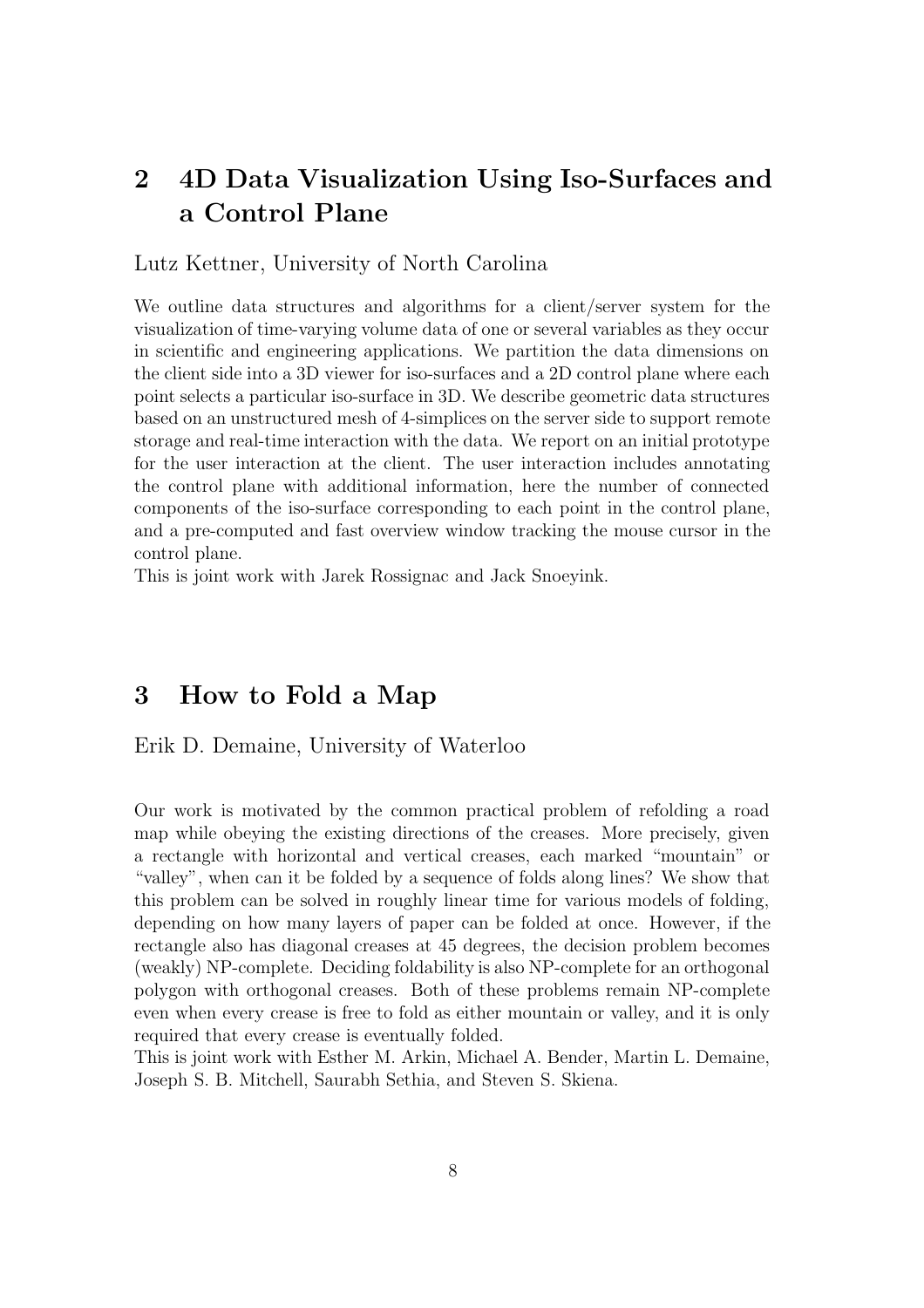## 2 4D Data Visualization Using Iso-Surfaces and a Control Plane

Lutz Kettner, University of North Carolina

We outline data structures and algorithms for a client/server system for the visualization of time-varying volume data of one or several variables as they occur in scientific and engineering applications. We partition the data dimensions on the client side into a 3D viewer for iso-surfaces and a 2D control plane where each point selects a particular iso-surface in 3D. We describe geometric data structures based on an unstructured mesh of 4-simplices on the server side to support remote storage and real-time interaction with the data. We report on an initial prototype for the user interaction at the client. The user interaction includes annotating the control plane with additional information, here the number of connected components of the iso-surface corresponding to each point in the control plane, and a pre-computed and fast overview window tracking the mouse cursor in the control plane.
This is joint work with Jarek Rossignac and Jack Snoeyink.

## 3 How to Fold a Map

Erik D. Demaine, University of Waterloo

Our work is motivated by the common practical problem of refolding a road map while obeying the existing directions of the creases. More precisely, given a rectangle with horizontal and vertical creases, each marked "mountain" or "valley", when can it be folded by a sequence of folds along lines? We show that this problem can be solved in roughly linear time for various models of folding, depending on how many layers of paper can be folded at once. However, if the rectangle also has diagonal creases at 45 degrees, the decision problem becomes (weakly) NP-complete. Deciding foldability is also NP-complete for an orthogonal polygon with orthogonal creases. Both of these problems remain NP-complete even when every crease is free to fold as either mountain or valley, and it is only required that every crease is eventually folded.
This is joint work with Esther M. Arkin, Michael A. Bender, Martin L. Demaine, Joseph S. B. Mitchell, Saurabh Sethia, and Steven S. Skiena.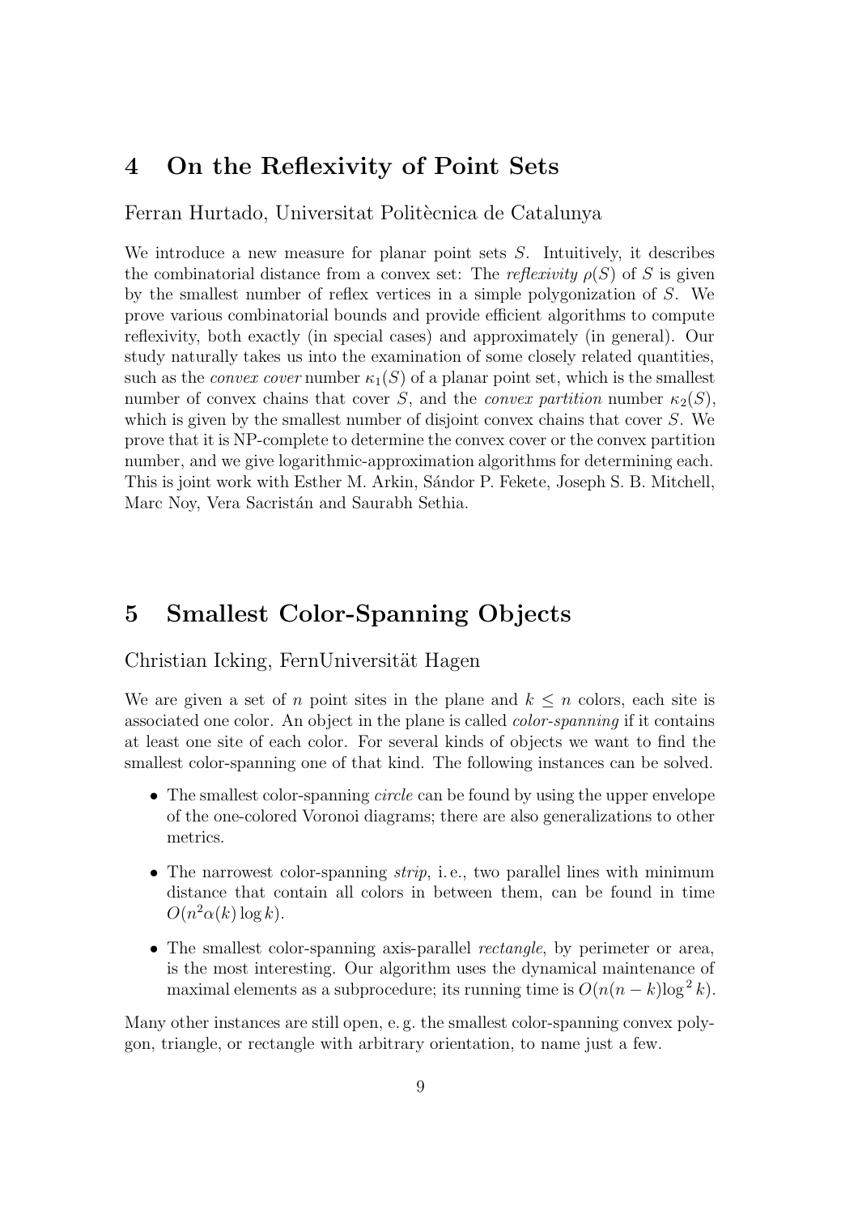## 4 On the Reflexivity of Point Sets

Ferran Hurtado, Universitat Politècnica de Catalunya

We introduce a new measure for planar point sets $S$. Intuitively, it describes the combinatorial distance from a convex set: The *reflexivity* $\rho(S)$ of $S$ is given by the smallest number of reflex vertices in a simple polygonization of $S$. We prove various combinatorial bounds and provide efficient algorithms to compute reflexivity, both exactly (in special cases) and approximately (in general). Our study naturally takes us into the examination of some closely related quantities, such as the *convex cover* number $\kappa_1(S)$ of a planar point set, which is the smallest number of convex chains that cover $S$, and the *convex partition* number $\kappa_2(S)$, which is given by the smallest number of disjoint convex chains that cover $S$. We prove that it is NP-complete to determine the convex cover or the convex partition number, and we give logarithmic-approximation algorithms for determining each. This is joint work with Esther M. Arkin, Sándor P. Fekete, Joseph S. B. Mitchell, Marc Noy, Vera Sacristán and Saurabh Sethia.

## 5 Smallest Color-Spanning Objects

Christian Icking, FernUniversität Hagen

We are given a set of $n$ point sites in the plane and $k \leq n$ colors, each site is associated one color. An object in the plane is called *color-spanning* if it contains at least one site of each color. For several kinds of objects we want to find the smallest color-spanning one of that kind. The following instances can be solved.

- The smallest color-spanning *circle* can be found by using the upper envelope of the one-colored Voronoi diagrams; there are also generalizations to other metrics.
- The narrowest color-spanning *strip*, i. e., two parallel lines with minimum distance that contain all colors in between them, can be found in time $O(n^2\alpha(k)\log k)$.
- The smallest color-spanning axis-parallel *rectangle*, by perimeter or area, is the most interesting. Our algorithm uses the dynamical maintenance of maximal elements as a subprocedure; its running time is $O(n(n-k)\log^2 k)$.

Many other instances are still open, e. g. the smallest color-spanning convex polygon, triangle, or rectangle with arbitrary orientation, to name just a few.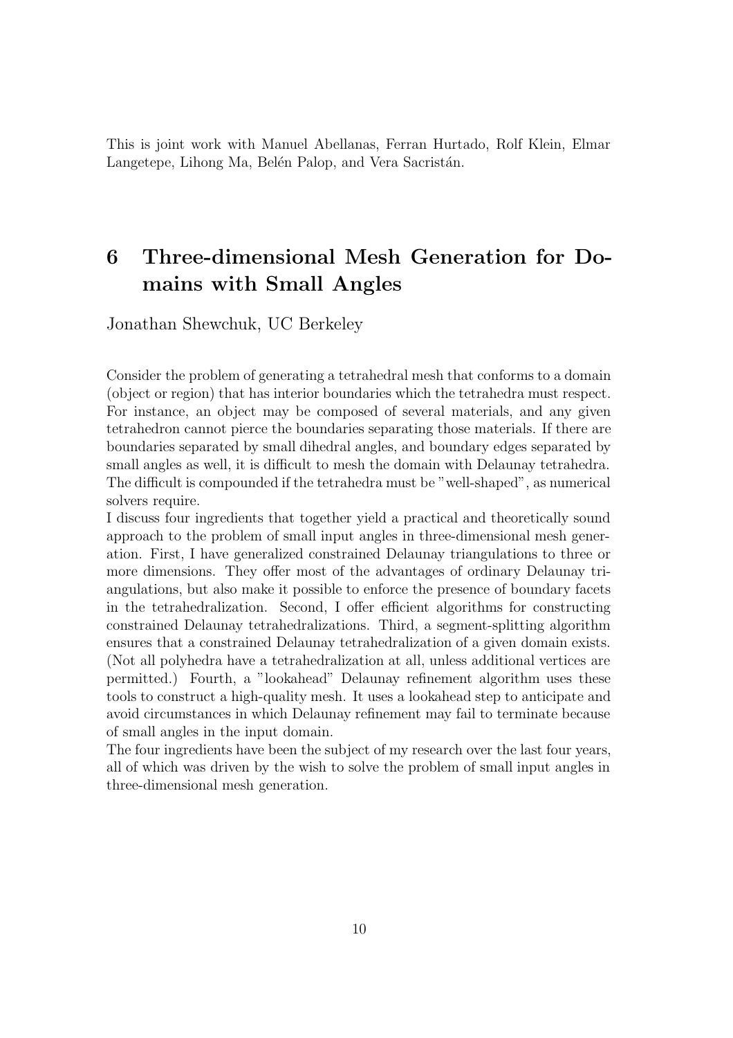This is joint work with Manuel Abellanas, Ferran Hurtado, Rolf Klein, Elmar Langetepe, Lihong Ma, Belén Palop, and Vera Sacristán.

## 6 Three-dimensional Mesh Generation for Domains with Small Angles

Jonathan Shewchuk, UC Berkeley

Consider the problem of generating a tetrahedral mesh that conforms to a domain (object or region) that has interior boundaries which the tetrahedra must respect. For instance, an object may be composed of several materials, and any given tetrahedron cannot pierce the boundaries separating those materials. If there are boundaries separated by small dihedral angles, and boundary edges separated by small angles as well, it is difficult to mesh the domain with Delaunay tetrahedra. The difficult is compounded if the tetrahedra must be "well-shaped", as numerical solvers require.

I discuss four ingredients that together yield a practical and theoretically sound approach to the problem of small input angles in three-dimensional mesh generation. First, I have generalized constrained Delaunay triangulations to three or more dimensions. They offer most of the advantages of ordinary Delaunay triangulations, but also make it possible to enforce the presence of boundary facets in the tetrahedralization. Second, I offer efficient algorithms for constructing constrained Delaunay tetrahedralizations. Third, a segment-splitting algorithm ensures that a constrained Delaunay tetrahedralization of a given domain exists. (Not all polyhedra have a tetrahedralization at all, unless additional vertices are permitted.) Fourth, a "lookahead" Delaunay refinement algorithm uses these tools to construct a high-quality mesh. It uses a lookahead step to anticipate and avoid circumstances in which Delaunay refinement may fail to terminate because of small angles in the input domain.

The four ingredients have been the subject of my research over the last four years, all of which was driven by the wish to solve the problem of small input angles in three-dimensional mesh generation.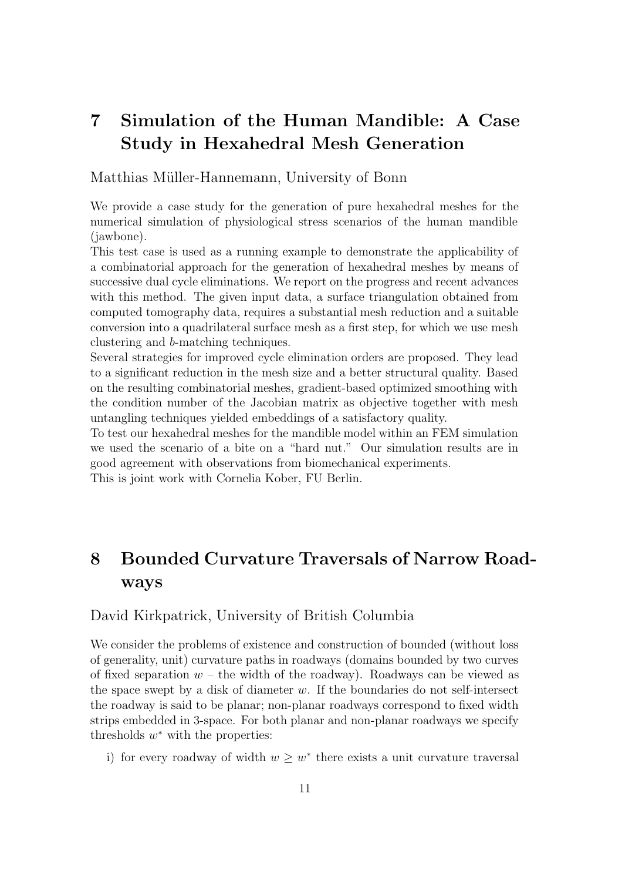# 7 Simulation of the Human Mandible: A Case Study in Hexahedral Mesh Generation

Matthias Müller-Hannemann, University of Bonn

We provide a case study for the generation of pure hexahedral meshes for the numerical simulation of physiological stress scenarios of the human mandible (jawbone).

This test case is used as a running example to demonstrate the applicability of a combinatorial approach for the generation of hexahedral meshes by means of successive dual cycle eliminations. We report on the progress and recent advances with this method. The given input data, a surface triangulation obtained from computed tomography data, requires a substantial mesh reduction and a suitable conversion into a quadrilateral surface mesh as a first step, for which we use mesh clustering and *b*-matching techniques.

Several strategies for improved cycle elimination orders are proposed. They lead to a significant reduction in the mesh size and a better structural quality. Based on the resulting combinatorial meshes, gradient-based optimized smoothing with the condition number of the Jacobian matrix as objective together with mesh untangling techniques yielded embeddings of a satisfactory quality.

To test our hexahedral meshes for the mandible model within an FEM simulation we used the scenario of a bite on a "hard nut." Our simulation results are in good agreement with observations from biomechanical experiments.

This is joint work with Cornelia Kober, FU Berlin.

# 8 Bounded Curvature Traversals of Narrow Roadways

David Kirkpatrick, University of British Columbia

We consider the problems of existence and construction of bounded (without loss of generality, unit) curvature paths in roadways (domains bounded by two curves of fixed separation $w$ – the width of the roadway). Roadways can be viewed as the space swept by a disk of diameter $w$. If the boundaries do not self-intersect the roadway is said to be planar; non-planar roadways correspond to fixed width strips embedded in 3-space. For both planar and non-planar roadways we specify thresholds $w^*$ with the properties:

i) for every roadway of width $w \geq w^*$ there exists a unit curvature traversal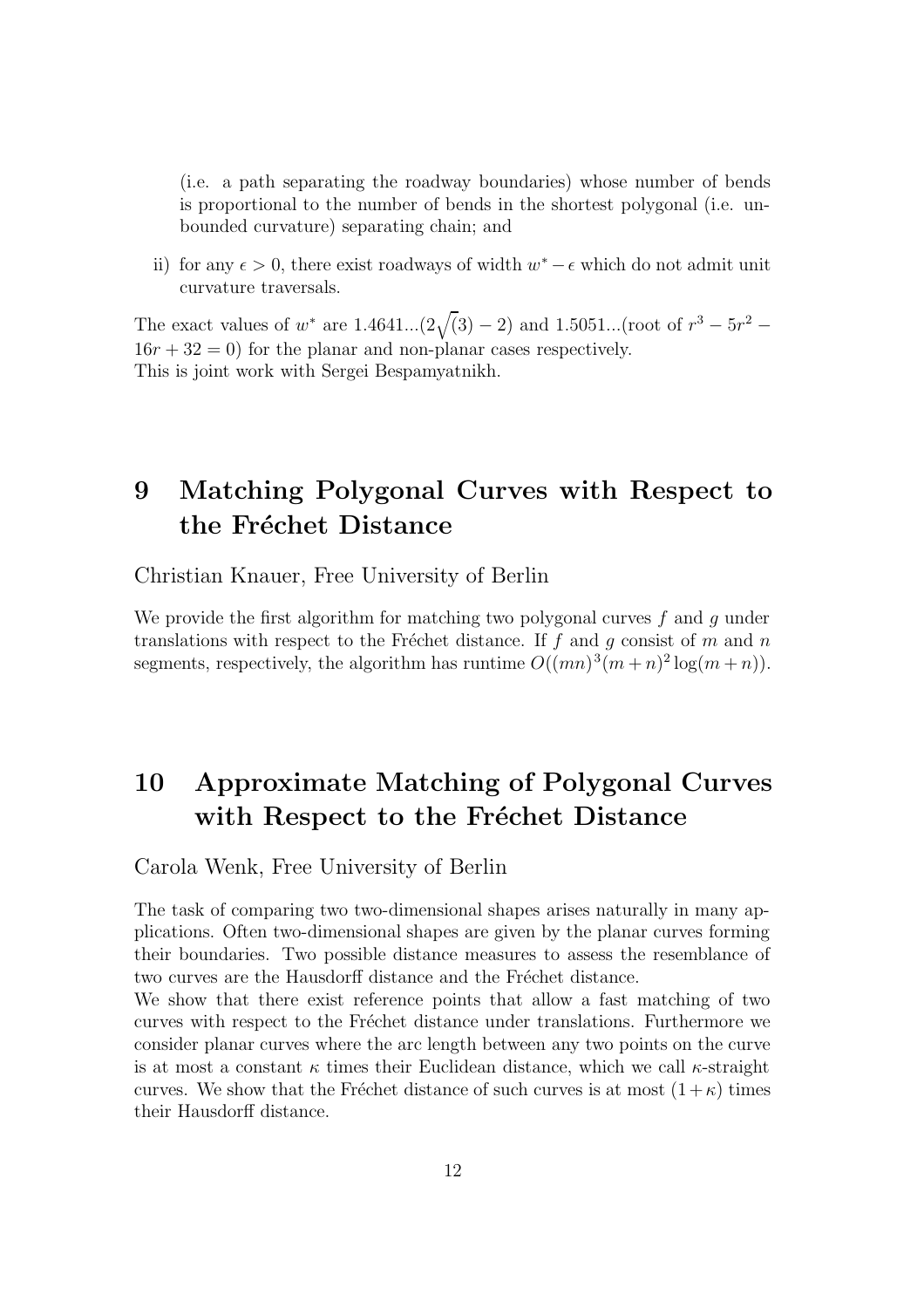(i.e. a path separating the roadway boundaries) whose number of bends is proportional to the number of bends in the shortest polygonal (i.e. unbounded curvature) separating chain; and

ii) for any $\epsilon > 0$, there exist roadways of width $w^* - \epsilon$ which do not admit unit curvature traversals.

The exact values of $w^*$ are 1.4641...($2\sqrt(3) - 2$) and 1.5051...(root of $r^3 - 5r^2 - 16r + 32 = 0$) for the planar and non-planar cases respectively.
This is joint work with Sergei Bespamyatnikh.

# 9 Matching Polygonal Curves with Respect to the Fréchet Distance

Christian Knauer, Free University of Berlin

We provide the first algorithm for matching two polygonal curves $f$ and $g$ under translations with respect to the Fréchet distance. If $f$ and $g$ consist of $m$ and $n$ segments, respectively, the algorithm has runtime $O((mn)^3(m + n)^2 \log(m + n))$.

# 10 Approximate Matching of Polygonal Curves with Respect to the Fréchet Distance

Carola Wenk, Free University of Berlin

The task of comparing two two-dimensional shapes arises naturally in many applications. Often two-dimensional shapes are given by the planar curves forming their boundaries. Two possible distance measures to assess the resemblance of two curves are the Hausdorff distance and the Fréchet distance.
We show that there exist reference points that allow a fast matching of two curves with respect to the Fréchet distance under translations. Furthermore we consider planar curves where the arc length between any two points on the curve is at most a constant $\kappa$ times their Euclidean distance, which we call $\kappa$-straight curves. We show that the Fréchet distance of such curves is at most $(1+\kappa)$ times their Hausdorff distance.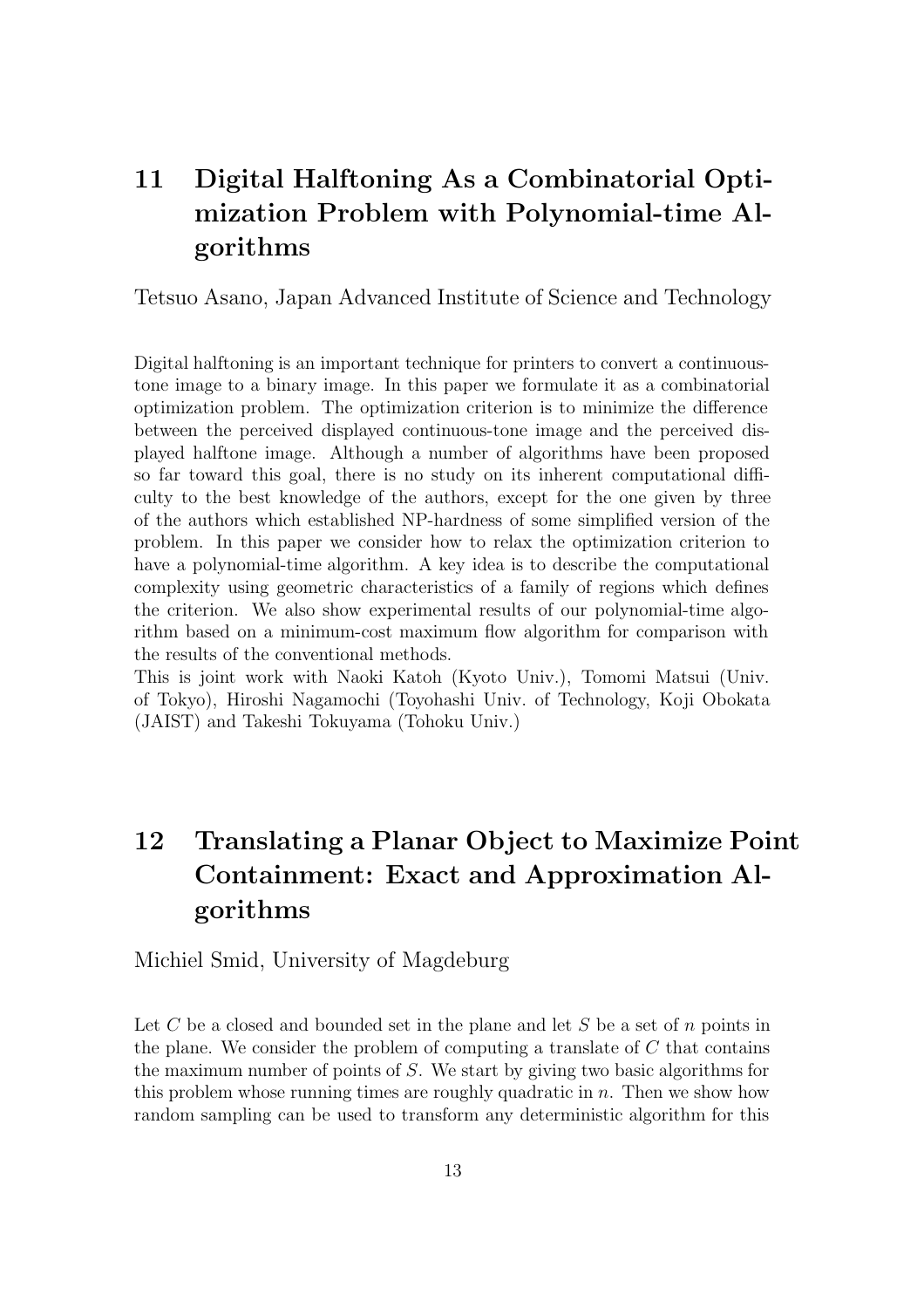## 11 Digital Halftoning As a Combinatorial Optimization Problem with Polynomial-time Algorithms

Tetsuo Asano, Japan Advanced Institute of Science and Technology

Digital halftoning is an important technique for printers to convert a continuous-tone image to a binary image. In this paper we formulate it as a combinatorial optimization problem. The optimization criterion is to minimize the difference between the perceived displayed continuous-tone image and the perceived displayed halftone image. Although a number of algorithms have been proposed so far toward this goal, there is no study on its inherent computational difficulty to the best knowledge of the authors, except for the one given by three of the authors which established NP-hardness of some simplified version of the problem. In this paper we consider how to relax the optimization criterion to have a polynomial-time algorithm. A key idea is to describe the computational complexity using geometric characteristics of a family of regions which defines the criterion. We also show experimental results of our polynomial-time algorithm based on a minimum-cost maximum flow algorithm for comparison with the results of the conventional methods.
This is joint work with Naoki Katoh (Kyoto Univ.), Tomomi Matsui (Univ. of Tokyo), Hiroshi Nagamochi (Toyohashi Univ. of Technology, Koji Obokata (JAIST) and Takeshi Tokuyama (Tohoku Univ.)

## 12 Translating a Planar Object to Maximize Point Containment: Exact and Approximation Algorithms

Michiel Smid, University of Magdeburg

Let $C$ be a closed and bounded set in the plane and let $S$ be a set of $n$ points in the plane. We consider the problem of computing a translate of $C$ that contains the maximum number of points of $S$. We start by giving two basic algorithms for this problem whose running times are roughly quadratic in $n$. Then we show how random sampling can be used to transform any deterministic algorithm for this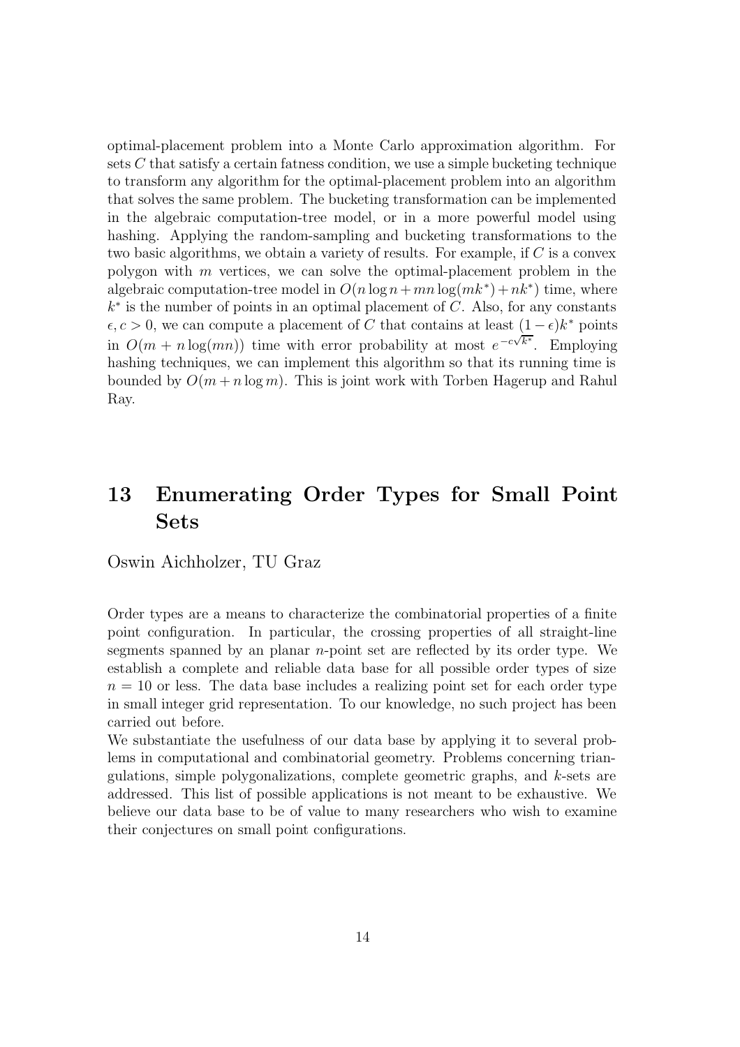optimal-placement problem into a Monte Carlo approximation algorithm. For sets $C$ that satisfy a certain fatness condition, we use a simple bucketing technique to transform any algorithm for the optimal-placement problem into an algorithm that solves the same problem. The bucketing transformation can be implemented in the algebraic computation-tree model, or in a more powerful model using hashing. Applying the random-sampling and bucketing transformations to the two basic algorithms, we obtain a variety of results. For example, if $C$ is a convex polygon with $m$ vertices, we can solve the optimal-placement problem in the algebraic computation-tree model in $O(n \log n + mn \log(mk^*) + nk^*)$ time, where $k^*$ is the number of points in an optimal placement of $C$. Also, for any constants $\epsilon, c > 0$, we can compute a placement of $C$ that contains at least $(1 - \epsilon)k^*$ points in $O(m + n \log(mn))$ time with error probability at most $e^{-c\sqrt{k^*}}$. Employing hashing techniques, we can implement this algorithm so that its running time is bounded by $O(m + n \log m)$. This is joint work with Torben Hagerup and Rahul Ray.

## 13 Enumerating Order Types for Small Point Sets

Oswin Aichholzer, TU Graz

Order types are a means to characterize the combinatorial properties of a finite point configuration. In particular, the crossing properties of all straight-line segments spanned by an planar $n$-point set are reflected by its order type. We establish a complete and reliable data base for all possible order types of size $n = 10$ or less. The data base includes a realizing point set for each order type in small integer grid representation. To our knowledge, no such project has been carried out before.

We substantiate the usefulness of our data base by applying it to several problems in computational and combinatorial geometry. Problems concerning triangulations, simple polygonalizations, complete geometric graphs, and $k$-sets are addressed. This list of possible applications is not meant to be exhaustive. We believe our data base to be of value to many researchers who wish to examine their conjectures on small point configurations.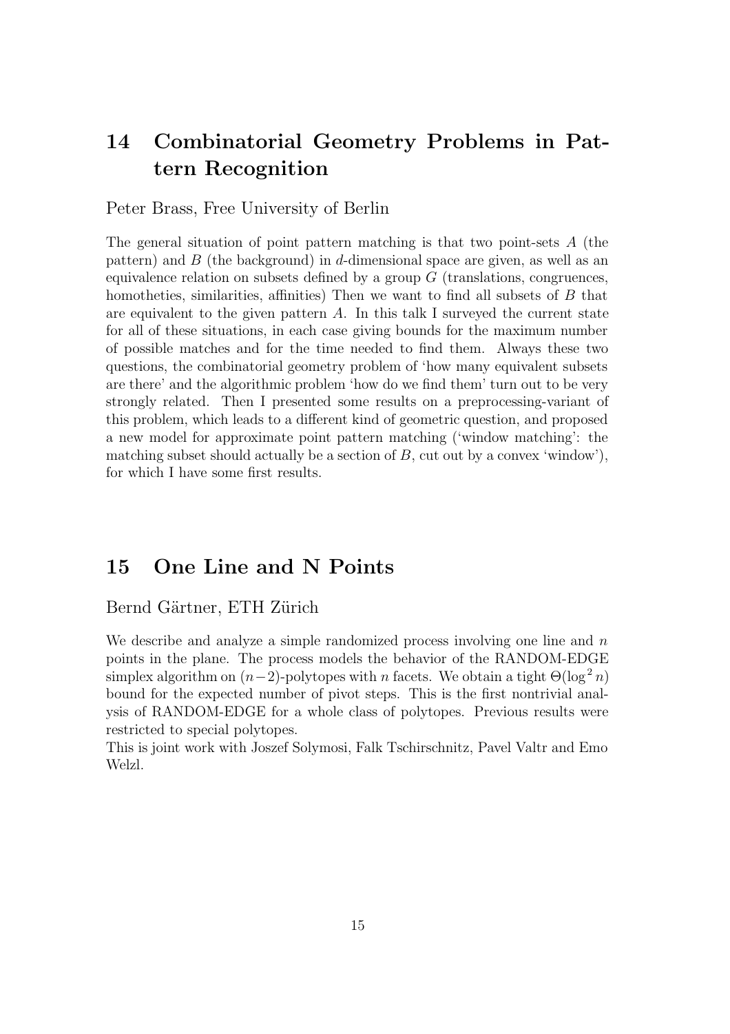## 14 Combinatorial Geometry Problems in Pattern Recognition

Peter Brass, Free University of Berlin

The general situation of point pattern matching is that two point-sets $A$ (the pattern) and $B$ (the background) in $d$-dimensional space are given, as well as an equivalence relation on subsets defined by a group $G$ (translations, congruences, homotheties, similarities, affinities) Then we want to find all subsets of $B$ that are equivalent to the given pattern $A$. In this talk I surveyed the current state for all of these situations, in each case giving bounds for the maximum number of possible matches and for the time needed to find them. Always these two questions, the combinatorial geometry problem of 'how many equivalent subsets are there' and the algorithmic problem 'how do we find them' turn out to be very strongly related. Then I presented some results on a preprocessing-variant of this problem, which leads to a different kind of geometric question, and proposed a new model for approximate point pattern matching ('window matching': the matching subset should actually be a section of $B$, cut out by a convex 'window'), for which I have some first results.

## 15 One Line and N Points

Bernd Gärtner, ETH Zürich

We describe and analyze a simple randomized process involving one line and $n$ points in the plane. The process models the behavior of the RANDOM-EDGE simplex algorithm on $(n-2)$-polytopes with $n$ facets. We obtain a tight $\Theta(\log^2 n)$ bound for the expected number of pivot steps. This is the first nontrivial analysis of RANDOM-EDGE for a whole class of polytopes. Previous results were restricted to special polytopes.

This is joint work with Joszef Solymosi, Falk Tschirschnitz, Pavel Valtr and Emo Welzl.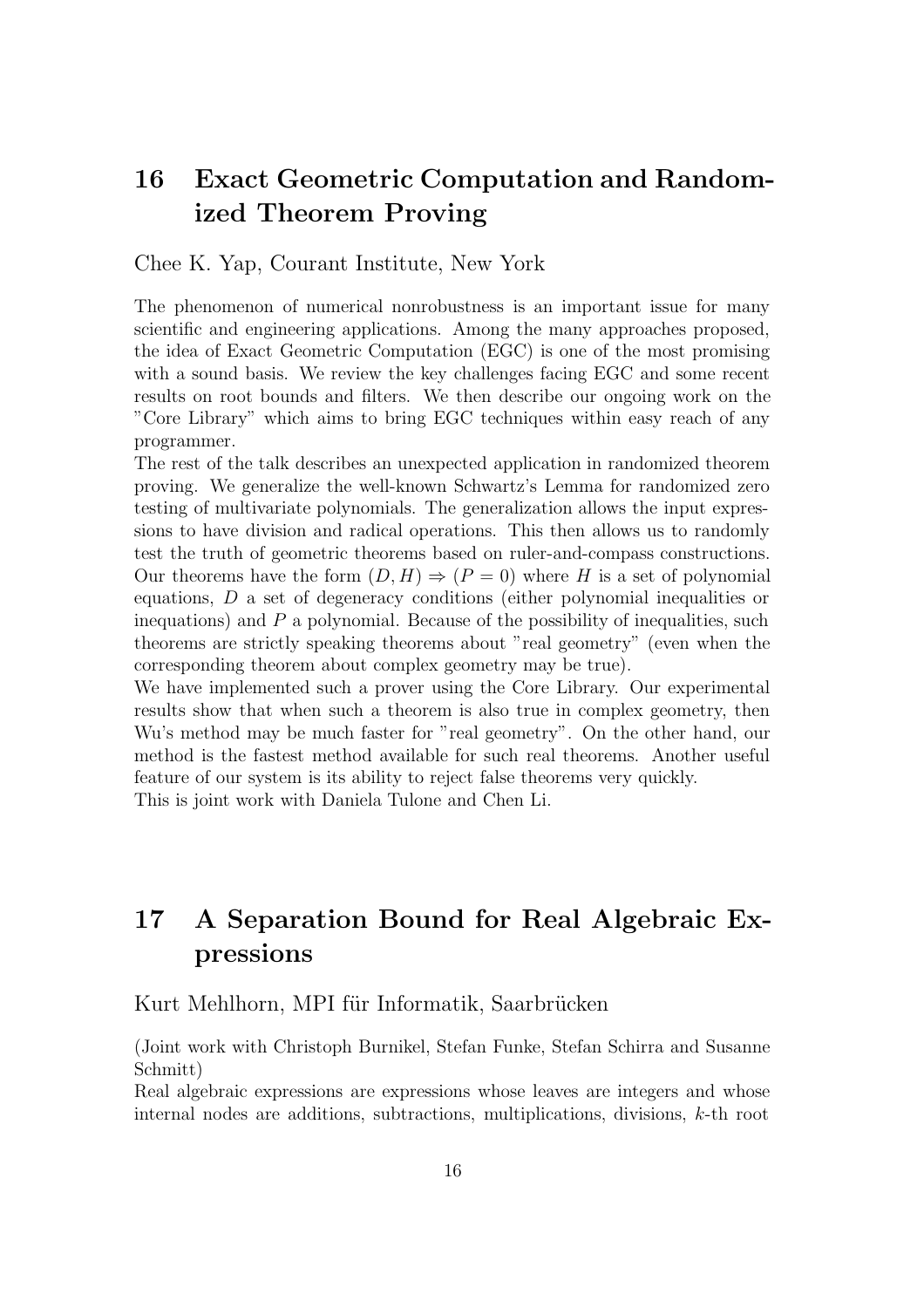## 16 Exact Geometric Computation and Randomized Theorem Proving

Chee K. Yap, Courant Institute, New York

The phenomenon of numerical nonrobustness is an important issue for many scientific and engineering applications. Among the many approaches proposed, the idea of Exact Geometric Computation (EGC) is one of the most promising with a sound basis. We review the key challenges facing EGC and some recent results on root bounds and filters. We then describe our ongoing work on the "Core Library" which aims to bring EGC techniques within easy reach of any programmer.

The rest of the talk describes an unexpected application in randomized theorem proving. We generalize the well-known Schwartz's Lemma for randomized zero testing of multivariate polynomials. The generalization allows the input expressions to have division and radical operations. This then allows us to randomly test the truth of geometric theorems based on ruler-and-compass constructions. Our theorems have the form $(D, H) \Rightarrow (P = 0)$ where $H$ is a set of polynomial equations, $D$ a set of degeneracy conditions (either polynomial inequalities or inequations) and $P$ a polynomial. Because of the possibility of inequalities, such theorems are strictly speaking theorems about "real geometry" (even when the corresponding theorem about complex geometry may be true).

We have implemented such a prover using the Core Library. Our experimental results show that when such a theorem is also true in complex geometry, then Wu's method may be much faster for "real geometry". On the other hand, our method is the fastest method available for such real theorems. Another useful feature of our system is its ability to reject false theorems very quickly.

This is joint work with Daniela Tulone and Chen Li.

## 17 A Separation Bound for Real Algebraic Expressions

Kurt Mehlhorn, MPI für Informatik, Saarbrücken

(Joint work with Christoph Burnikel, Stefan Funke, Stefan Schirra and Susanne Schmitt)

Real algebraic expressions are expressions whose leaves are integers and whose internal nodes are additions, subtractions, multiplications, divisions, $k$-th root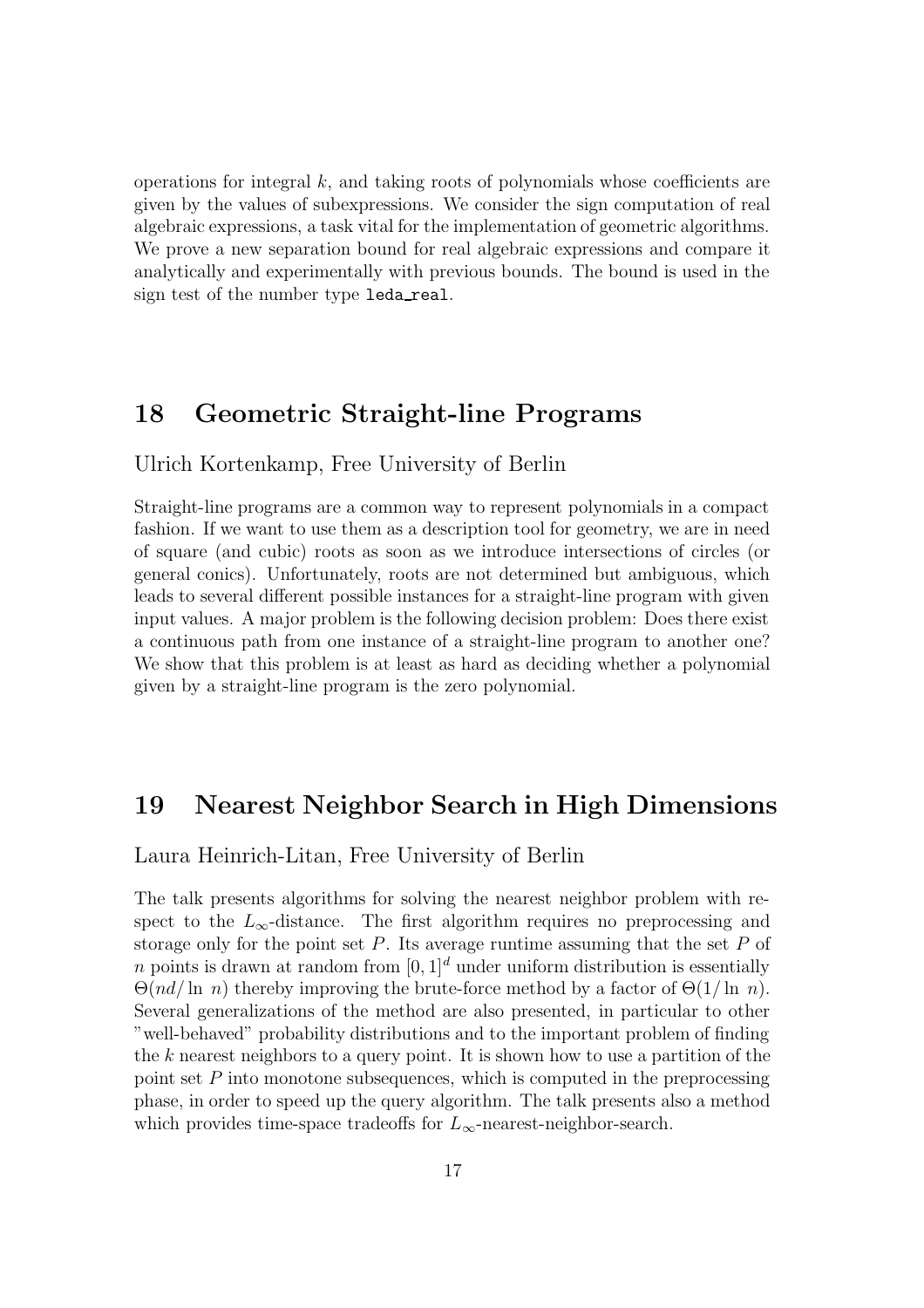operations for integral $k$, and taking roots of polynomials whose coefficients are given by the values of subexpressions. We consider the sign computation of real algebraic expressions, a task vital for the implementation of geometric algorithms. We prove a new separation bound for real algebraic expressions and compare it analytically and experimentally with previous bounds. The bound is used in the sign test of the number type `leda_real`.

## 18 Geometric Straight-line Programs

Ulrich Kortenkamp, Free University of Berlin

Straight-line programs are a common way to represent polynomials in a compact fashion. If we want to use them as a description tool for geometry, we are in need of square (and cubic) roots as soon as we introduce intersections of circles (or general conics). Unfortunately, roots are not determined but ambiguous, which leads to several different possible instances for a straight-line program with given input values. A major problem is the following decision problem: Does there exist a continuous path from one instance of a straight-line program to another one? We show that this problem is at least as hard as deciding whether a polynomial given by a straight-line program is the zero polynomial.

## 19 Nearest Neighbor Search in High Dimensions

Laura Heinrich-Litan, Free University of Berlin

The talk presents algorithms for solving the nearest neighbor problem with respect to the $L_\infty$-distance. The first algorithm requires no preprocessing and storage only for the point set $P$. Its average runtime assuming that the set $P$ of $n$ points is drawn at random from $[0,1]^d$ under uniform distribution is essentially $\Theta(nd/\ln\ n)$ thereby improving the brute-force method by a factor of $\Theta(1/\ln\ n)$. Several generalizations of the method are also presented, in particular to other "well-behaved" probability distributions and to the important problem of finding the $k$ nearest neighbors to a query point. It is shown how to use a partition of the point set $P$ into monotone subsequences, which is computed in the preprocessing phase, in order to speed up the query algorithm. The talk presents also a method which provides time-space tradeoffs for $L_\infty$-nearest-neighbor-search.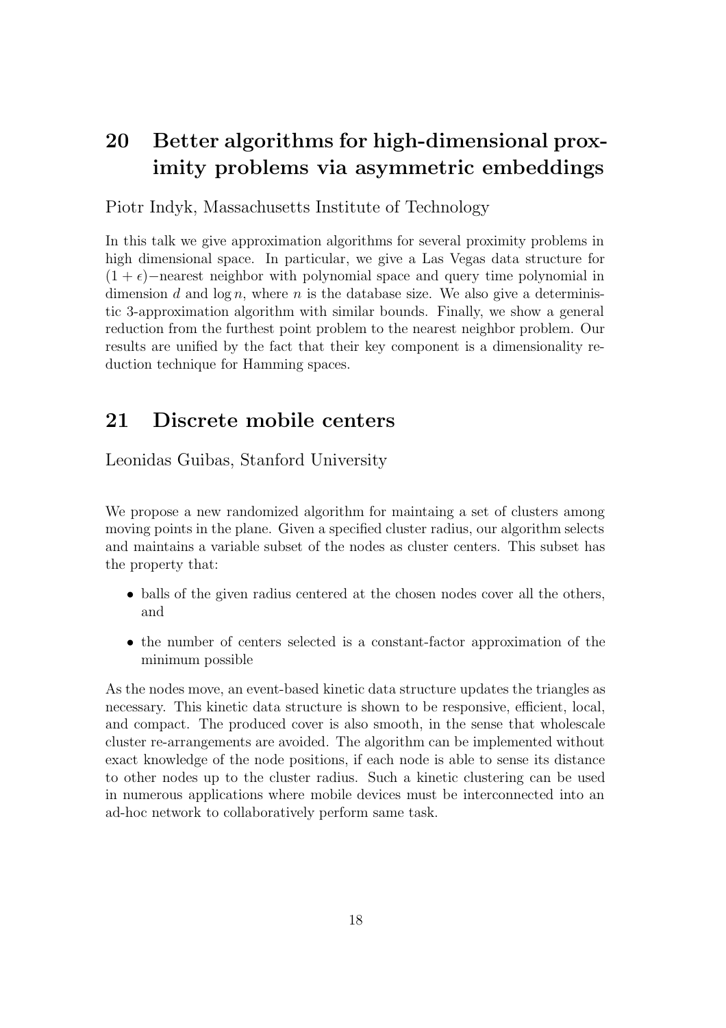## 20 Better algorithms for high-dimensional proximity problems via asymmetric embeddings

Piotr Indyk, Massachusetts Institute of Technology

In this talk we give approximation algorithms for several proximity problems in high dimensional space. In particular, we give a Las Vegas data structure for $(1+\epsilon)-$nearest neighbor with polynomial space and query time polynomial in dimension $d$ and $\log n$, where $n$ is the database size. We also give a deterministic 3-approximation algorithm with similar bounds. Finally, we show a general reduction from the furthest point problem to the nearest neighbor problem. Our results are unified by the fact that their key component is a dimensionality reduction technique for Hamming spaces.

## 21 Discrete mobile centers

Leonidas Guibas, Stanford University

We propose a new randomized algorithm for maintaing a set of clusters among moving points in the plane. Given a specified cluster radius, our algorithm selects and maintains a variable subset of the nodes as cluster centers. This subset has the property that:

- balls of the given radius centered at the chosen nodes cover all the others, and
- the number of centers selected is a constant-factor approximation of the minimum possible

As the nodes move, an event-based kinetic data structure updates the triangles as necessary. This kinetic data structure is shown to be responsive, efficient, local, and compact. The produced cover is also smooth, in the sense that wholescale cluster re-arrangements are avoided. The algorithm can be implemented without exact knowledge of the node positions, if each node is able to sense its distance to other nodes up to the cluster radius. Such a kinetic clustering can be used in numerous applications where mobile devices must be interconnected into an ad-hoc network to collaboratively perform same task.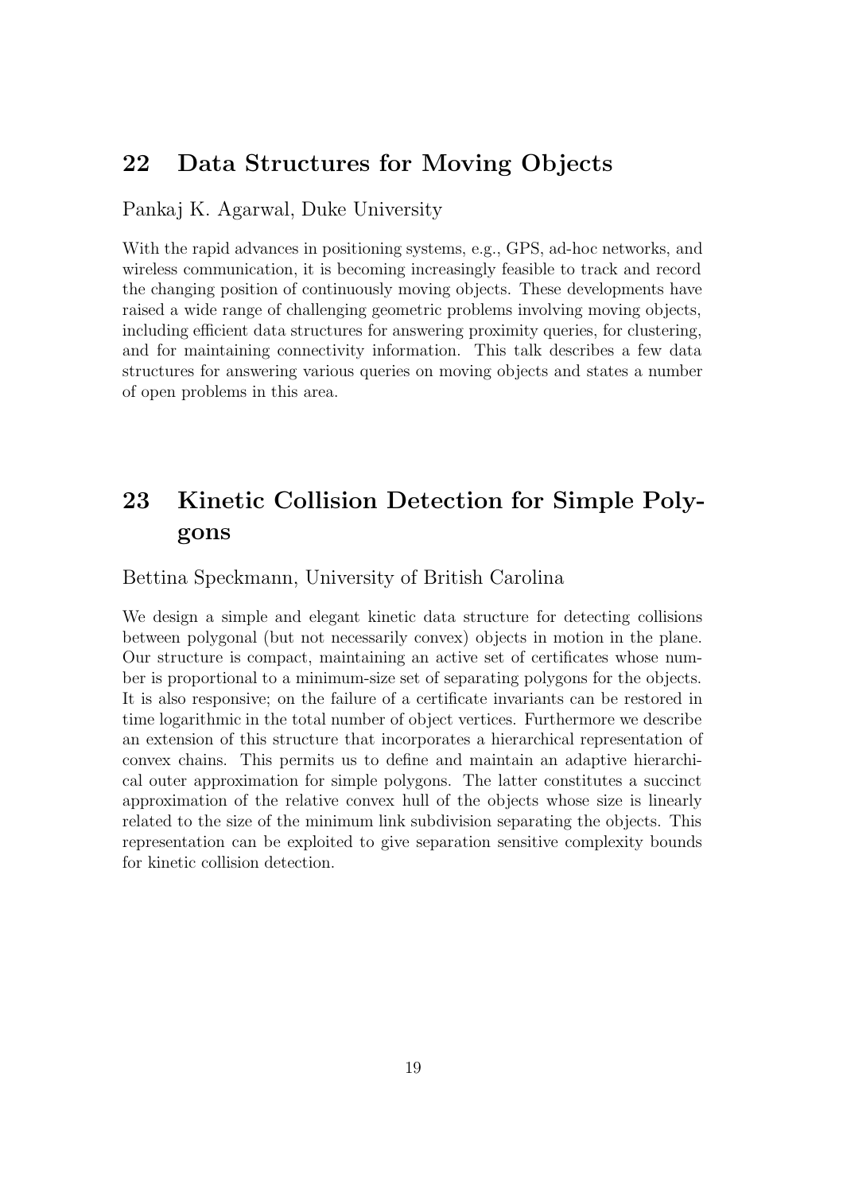## 22 Data Structures for Moving Objects

Pankaj K. Agarwal, Duke University

With the rapid advances in positioning systems, e.g., GPS, ad-hoc networks, and wireless communication, it is becoming increasingly feasible to track and record the changing position of continuously moving objects. These developments have raised a wide range of challenging geometric problems involving moving objects, including efficient data structures for answering proximity queries, for clustering, and for maintaining connectivity information. This talk describes a few data structures for answering various queries on moving objects and states a number of open problems in this area.

## 23 Kinetic Collision Detection for Simple Polygons

Bettina Speckmann, University of British Carolina

We design a simple and elegant kinetic data structure for detecting collisions between polygonal (but not necessarily convex) objects in motion in the plane. Our structure is compact, maintaining an active set of certificates whose number is proportional to a minimum-size set of separating polygons for the objects. It is also responsive; on the failure of a certificate invariants can be restored in time logarithmic in the total number of object vertices. Furthermore we describe an extension of this structure that incorporates a hierarchical representation of convex chains. This permits us to define and maintain an adaptive hierarchical outer approximation for simple polygons. The latter constitutes a succinct approximation of the relative convex hull of the objects whose size is linearly related to the size of the minimum link subdivision separating the objects. This representation can be exploited to give separation sensitive complexity bounds for kinetic collision detection.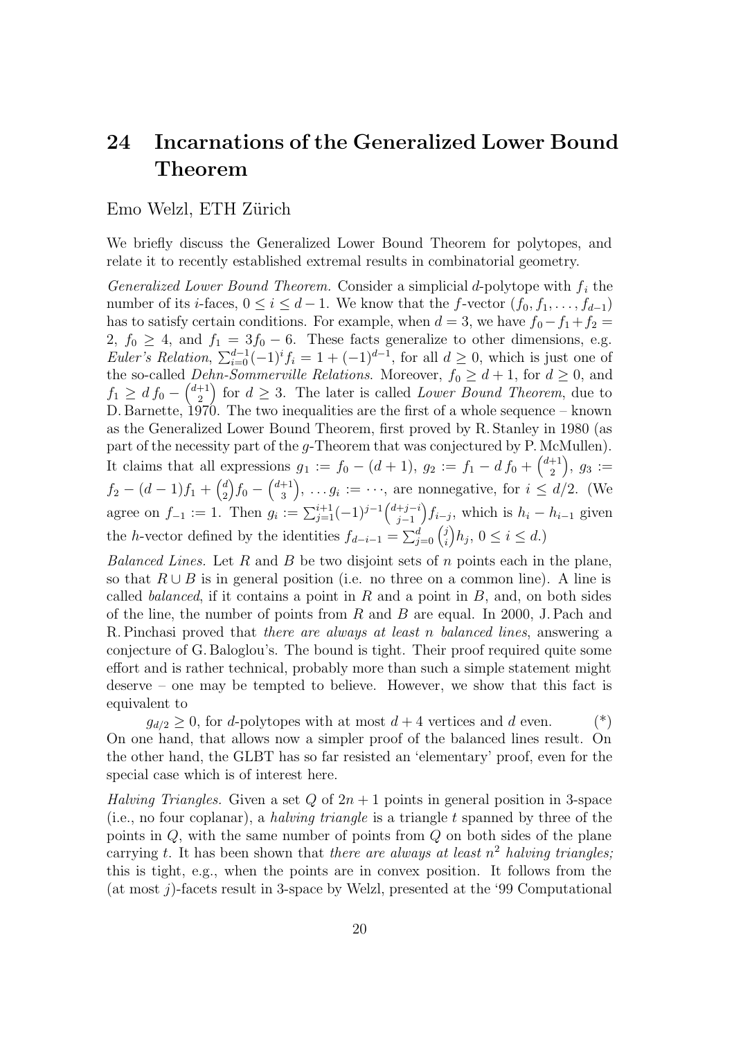## 24 Incarnations of the Generalized Lower Bound Theorem

Emo Welzl, ETH Zürich

We briefly discuss the Generalized Lower Bound Theorem for polytopes, and relate it to recently established extremal results in combinatorial geometry.

*Generalized Lower Bound Theorem.* Consider a simplicial $d$-polytope with $f_i$ the number of its $i$-faces, $0 \le i \le d-1$. We know that the $f$-vector $(f_0, f_1, \ldots, f_{d-1})$ has to satisfy certain conditions. For example, when $d = 3$, we have $f_0 - f_1 + f_2 = 2$, $f_0 \ge 4$, and $f_1 = 3f_0 - 6$. These facts generalize to other dimensions, e.g. *Euler's Relation*, $\sum_{i=0}^{d-1}(-1)^i f_i = 1 + (-1)^{d-1}$, for all $d \ge 0$, which is just one of the so-called *Dehn-Sommerville Relations*. Moreover, $f_0 \ge d+1$, for $d \ge 0$, and $f_1 \ge d\, f_0 - \binom{d+1}{2}$ for $d \ge 3$. The later is called *Lower Bound Theorem*, due to D. Barnette, 1970. The two inequalities are the first of a whole sequence – known as the Generalized Lower Bound Theorem, first proved by R. Stanley in 1980 (as part of the necessity part of the $g$-Theorem that was conjectured by P. McMullen). It claims that all expressions $g_1 := f_0 - (d+1)$, $g_2 := f_1 - d\, f_0 + \binom{d+1}{2}$, $g_3 := f_2 - (d-1)f_1 + \binom{d}{2}f_0 - \binom{d+1}{3}$, $\ldots g_i := \cdots$, are nonnegative, for $i \le d/2$. (We agree on $f_{-1} := 1$. Then $g_i := \sum_{j=1}^{i+1}(-1)^{j-1}\binom{d+j-i}{j-1}f_{i-j}$, which is $h_i - h_{i-1}$ given the $h$-vector defined by the identities $f_{d-i-1} = \sum_{j=0}^{d}\binom{j}{i}h_j$, $0 \le i \le d$.)

*Balanced Lines.* Let $R$ and $B$ be two disjoint sets of $n$ points each in the plane, so that $R \cup B$ is in general position (i.e. no three on a common line). A line is called *balanced*, if it contains a point in $R$ and a point in $B$, and, on both sides of the line, the number of points from $R$ and $B$ are equal. In 2000, J. Pach and R. Pinchasi proved that *there are always at least $n$ balanced lines*, answering a conjecture of G. Baloglou's. The bound is tight. Their proof required quite some effort and is rather technical, probably more than such a simple statement might deserve – one may be tempted to believe. However, we show that this fact is equivalent to

$$g_{d/2} \ge 0, \text{ for } d\text{-polytopes with at most } d+4 \text{ vertices and } d \text{ even.} \qquad (*)$$

On one hand, that allows now a simpler proof of the balanced lines result. On the other hand, the GLBT has so far resisted an 'elementary' proof, even for the special case which is of interest here.

*Halving Triangles.* Given a set $Q$ of $2n+1$ points in general position in 3-space (i.e., no four coplanar), a *halving triangle* is a triangle $t$ spanned by three of the points in $Q$, with the same number of points from $Q$ on both sides of the plane carrying $t$. It has been shown that *there are always at least $n^2$ halving triangles;* this is tight, e.g., when the points are in convex position. It follows from the (at most $j$)-facets result in 3-space by Welzl, presented at the '99 Computational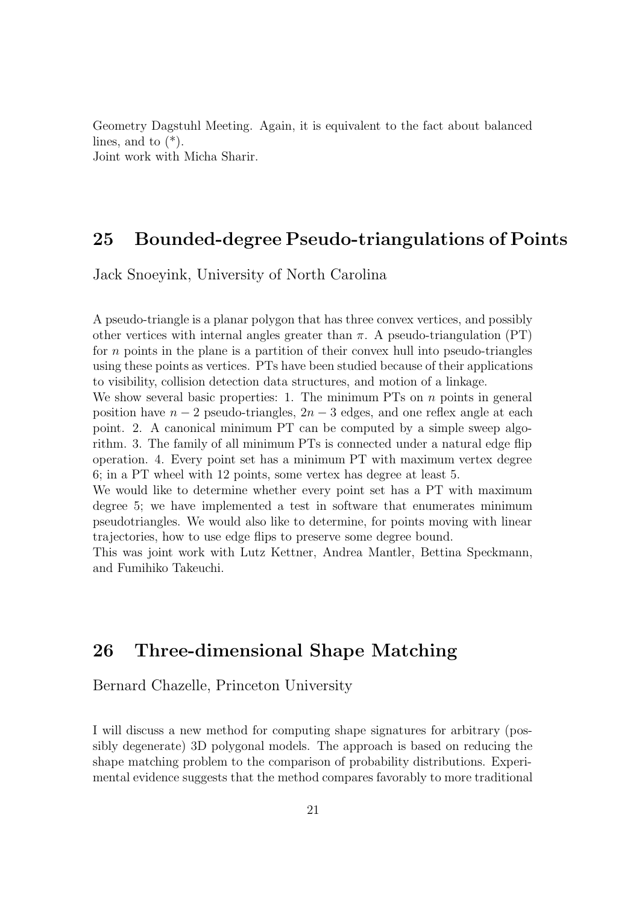Geometry Dagstuhl Meeting. Again, it is equivalent to the fact about balanced lines, and to (*).
Joint work with Micha Sharir.

## 25 Bounded-degree Pseudo-triangulations of Points

Jack Snoeyink, University of North Carolina

A pseudo-triangle is a planar polygon that has three convex vertices, and possibly other vertices with internal angles greater than $\pi$. A pseudo-triangulation (PT) for $n$ points in the plane is a partition of their convex hull into pseudo-triangles using these points as vertices. PTs have been studied because of their applications to visibility, collision detection data structures, and motion of a linkage.
We show several basic properties: 1. The minimum PTs on $n$ points in general position have $n - 2$ pseudo-triangles, $2n - 3$ edges, and one reflex angle at each point. 2. A canonical minimum PT can be computed by a simple sweep algorithm. 3. The family of all minimum PTs is connected under a natural edge flip operation. 4. Every point set has a minimum PT with maximum vertex degree 6; in a PT wheel with 12 points, some vertex has degree at least 5.
We would like to determine whether every point set has a PT with maximum degree 5; we have implemented a test in software that enumerates minimum pseudotriangles. We would also like to determine, for points moving with linear trajectories, how to use edge flips to preserve some degree bound.
This was joint work with Lutz Kettner, Andrea Mantler, Bettina Speckmann, and Fumihiko Takeuchi.

## 26 Three-dimensional Shape Matching

Bernard Chazelle, Princeton University

I will discuss a new method for computing shape signatures for arbitrary (possibly degenerate) 3D polygonal models. The approach is based on reducing the shape matching problem to the comparison of probability distributions. Experimental evidence suggests that the method compares favorably to more traditional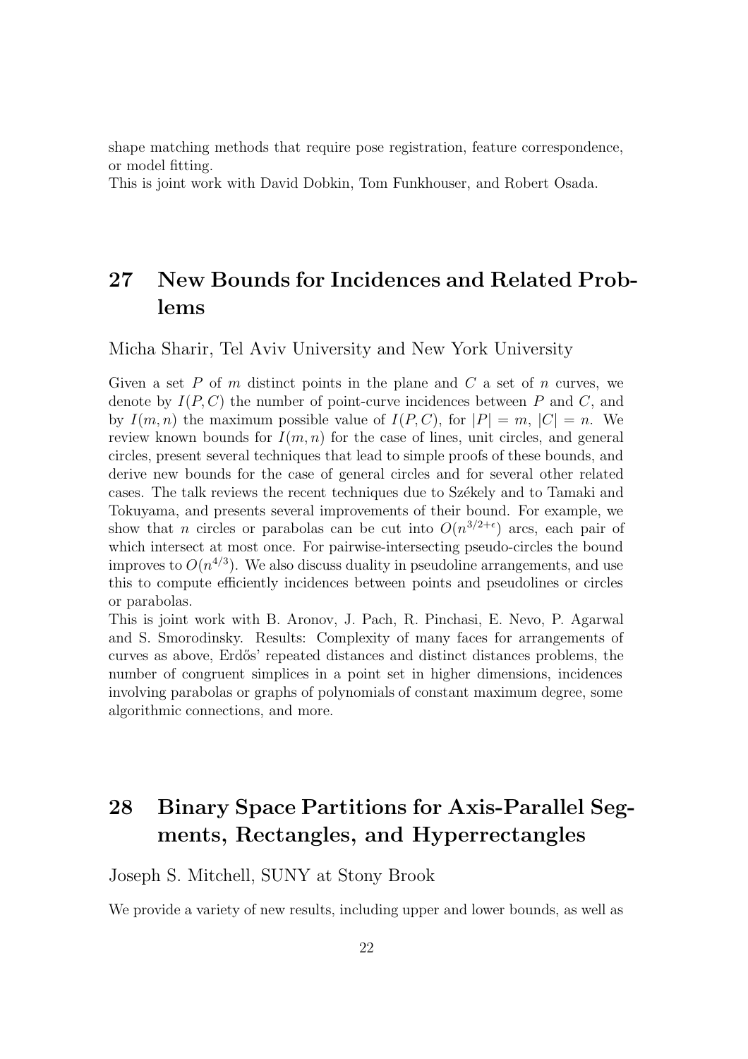shape matching methods that require pose registration, feature correspondence, or model fitting.
This is joint work with David Dobkin, Tom Funkhouser, and Robert Osada.

## 27 New Bounds for Incidences and Related Problems

Micha Sharir, Tel Aviv University and New York University

Given a set $P$ of $m$ distinct points in the plane and $C$ a set of $n$ curves, we denote by $I(P, C)$ the number of point-curve incidences between $P$ and $C$, and by $I(m, n)$ the maximum possible value of $I(P, C)$, for $|P| = m$, $|C| = n$. We review known bounds for $I(m, n)$ for the case of lines, unit circles, and general circles, present several techniques that lead to simple proofs of these bounds, and derive new bounds for the case of general circles and for several other related cases. The talk reviews the recent techniques due to Székely and to Tamaki and Tokuyama, and presents several improvements of their bound. For example, we show that $n$ circles or parabolas can be cut into $O(n^{3/2+\epsilon})$ arcs, each pair of which intersect at most once. For pairwise-intersecting pseudo-circles the bound improves to $O(n^{4/3})$. We also discuss duality in pseudoline arrangements, and use this to compute efficiently incidences between points and pseudolines or circles or parabolas.
This is joint work with B. Aronov, J. Pach, R. Pinchasi, E. Nevo, P. Agarwal and S. Smorodinsky. Results: Complexity of many faces for arrangements of curves as above, Erdős' repeated distances and distinct distances problems, the number of congruent simplices in a point set in higher dimensions, incidences involving parabolas or graphs of polynomials of constant maximum degree, some algorithmic connections, and more.

## 28 Binary Space Partitions for Axis-Parallel Segments, Rectangles, and Hyperrectangles

Joseph S. Mitchell, SUNY at Stony Brook

We provide a variety of new results, including upper and lower bounds, as well as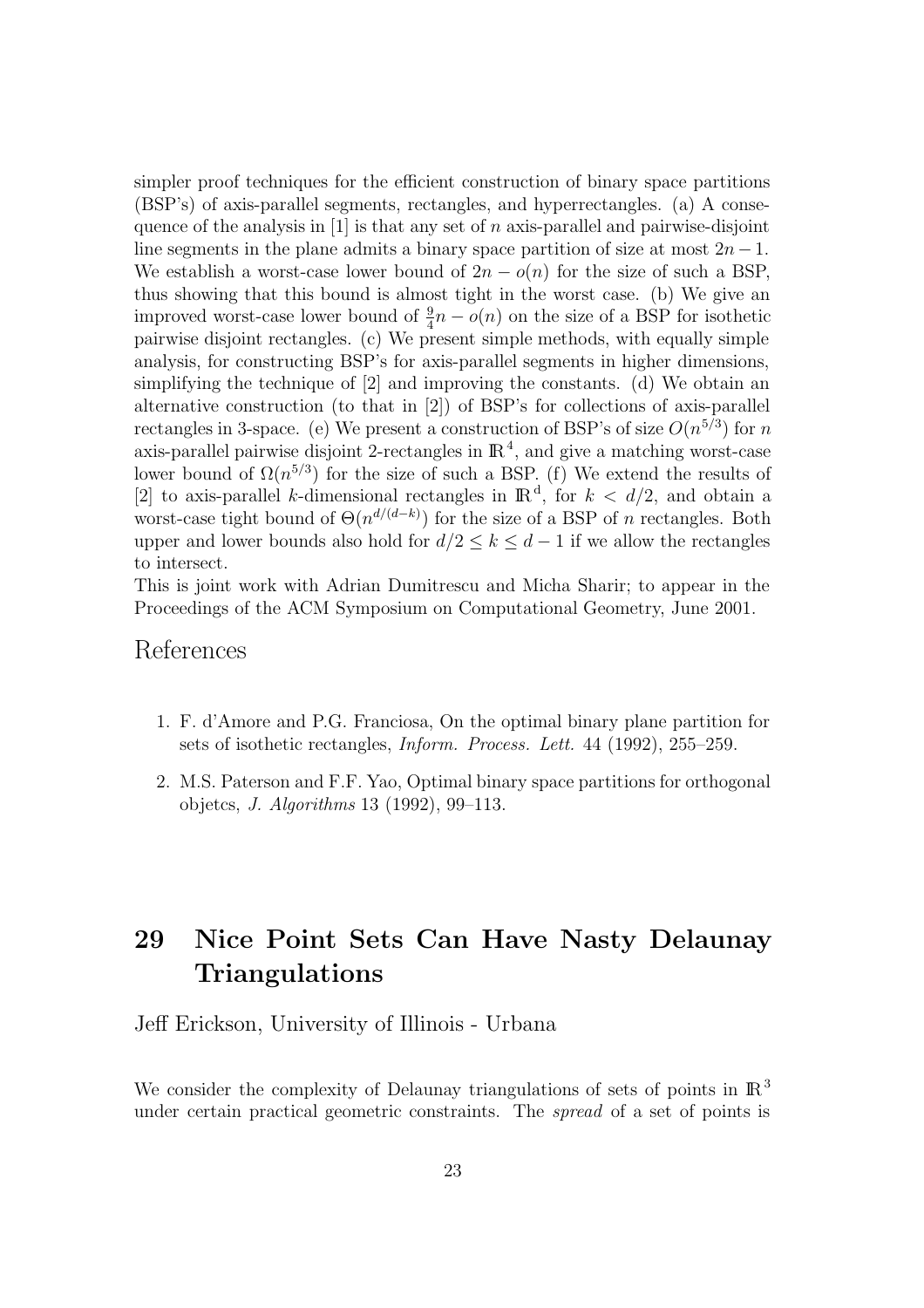simpler proof techniques for the efficient construction of binary space partitions (BSP's) of axis-parallel segments, rectangles, and hyperrectangles. (a) A consequence of the analysis in [1] is that any set of $n$ axis-parallel and pairwise-disjoint line segments in the plane admits a binary space partition of size at most $2n-1$. We establish a worst-case lower bound of $2n - o(n)$ for the size of such a BSP, thus showing that this bound is almost tight in the worst case. (b) We give an improved worst-case lower bound of $\frac{9}{4}n - o(n)$ on the size of a BSP for isothetic pairwise disjoint rectangles. (c) We present simple methods, with equally simple analysis, for constructing BSP's for axis-parallel segments in higher dimensions, simplifying the technique of [2] and improving the constants. (d) We obtain an alternative construction (to that in [2]) of BSP's for collections of axis-parallel rectangles in 3-space. (e) We present a construction of BSP's of size $O(n^{5/3})$ for $n$ axis-parallel pairwise disjoint 2-rectangles in $\mathbb{R}^4$, and give a matching worst-case lower bound of $\Omega(n^{5/3})$ for the size of such a BSP. (f) We extend the results of [2] to axis-parallel $k$-dimensional rectangles in $\mathbb{R}^d$, for $k < d/2$, and obtain a worst-case tight bound of $\Theta(n^{d/(d-k)})$ for the size of a BSP of $n$ rectangles. Both upper and lower bounds also hold for $d/2 \leq k \leq d-1$ if we allow the rectangles to intersect.

This is joint work with Adrian Dumitrescu and Micha Sharir; to appear in the Proceedings of the ACM Symposium on Computational Geometry, June 2001.

## References

1. F. d'Amore and P.G. Franciosa, On the optimal binary plane partition for sets of isothetic rectangles, *Inform. Process. Lett.* 44 (1992), 255–259.
2. M.S. Paterson and F.F. Yao, Optimal binary space partitions for orthogonal objetcs, *J. Algorithms* 13 (1992), 99–113.

# 29 Nice Point Sets Can Have Nasty Delaunay Triangulations

Jeff Erickson, University of Illinois - Urbana

We consider the complexity of Delaunay triangulations of sets of points in $\mathbb{R}^3$ under certain practical geometric constraints. The *spread* of a set of points is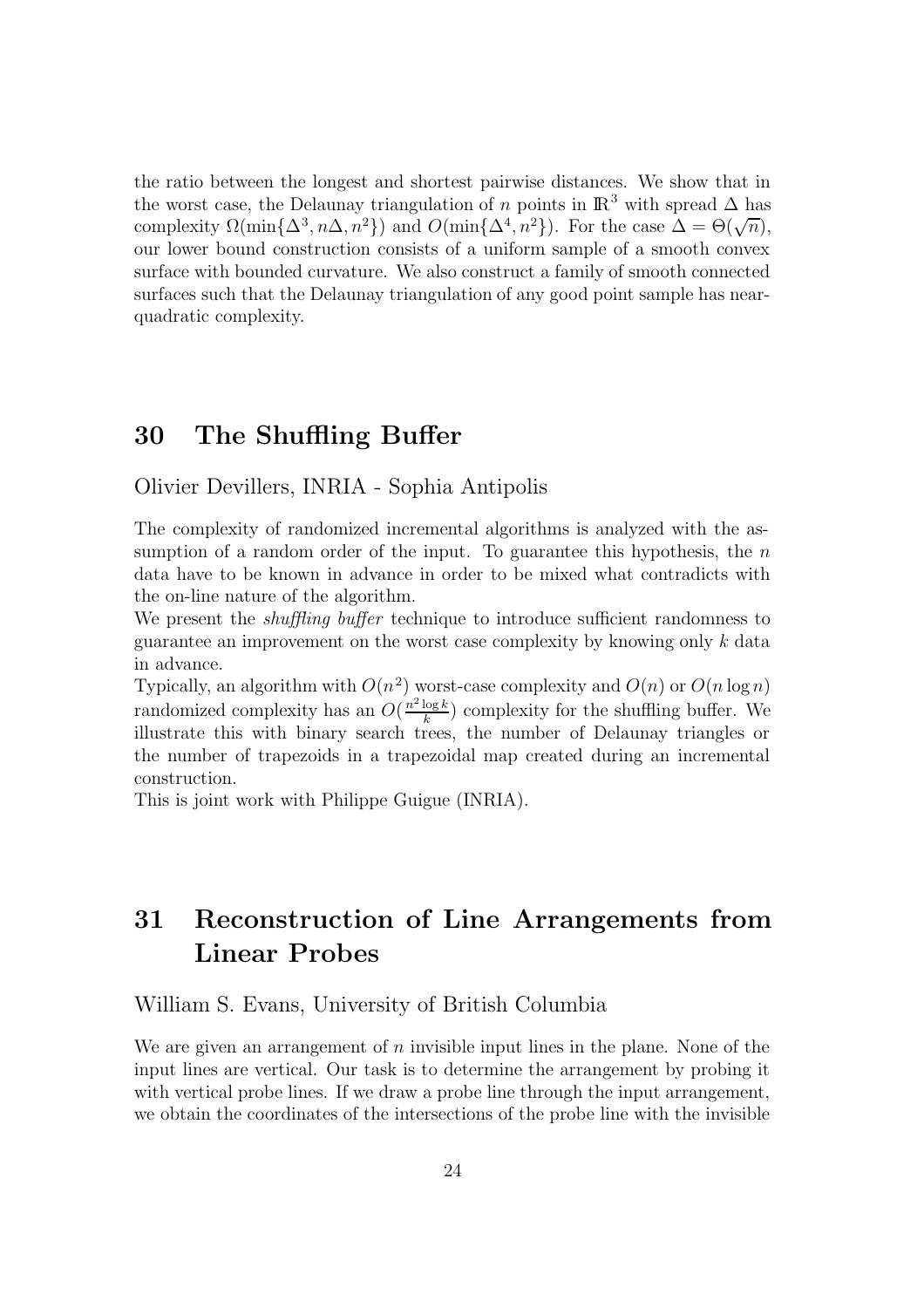the ratio between the longest and shortest pairwise distances. We show that in the worst case, the Delaunay triangulation of $n$ points in $\mathbb{R}^3$ with spread $\Delta$ has complexity $\Omega(\min\{\Delta^3, n\Delta, n^2\})$ and $O(\min\{\Delta^4, n^2\})$. For the case $\Delta = \Theta(\sqrt{n})$, our lower bound construction consists of a uniform sample of a smooth convex surface with bounded curvature. We also construct a family of smooth connected surfaces such that the Delaunay triangulation of any good point sample has near-quadratic complexity.

## 30 The Shuffling Buffer

Olivier Devillers, INRIA - Sophia Antipolis

The complexity of randomized incremental algorithms is analyzed with the assumption of a random order of the input. To guarantee this hypothesis, the $n$ data have to be known in advance in order to be mixed what contradicts with the on-line nature of the algorithm.

We present the *shuffling buffer* technique to introduce sufficient randomness to guarantee an improvement on the worst case complexity by knowing only $k$ data in advance.

Typically, an algorithm with $O(n^2)$ worst-case complexity and $O(n)$ or $O(n \log n)$ randomized complexity has an $O(\frac{n^2 \log k}{k})$ complexity for the shuffling buffer. We illustrate this with binary search trees, the number of Delaunay triangles or the number of trapezoids in a trapezoidal map created during an incremental construction.

This is joint work with Philippe Guigue (INRIA).

## 31 Reconstruction of Line Arrangements from Linear Probes

William S. Evans, University of British Columbia

We are given an arrangement of $n$ invisible input lines in the plane. None of the input lines are vertical. Our task is to determine the arrangement by probing it with vertical probe lines. If we draw a probe line through the input arrangement, we obtain the coordinates of the intersections of the probe line with the invisible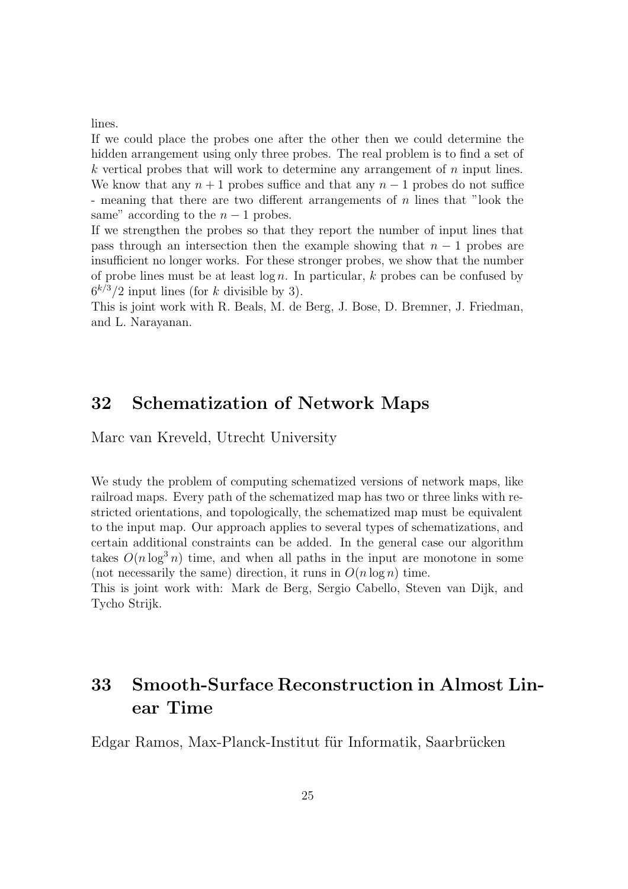lines.

If we could place the probes one after the other then we could determine the hidden arrangement using only three probes. The real problem is to find a set of $k$ vertical probes that will work to determine any arrangement of $n$ input lines. We know that any $n+1$ probes suffice and that any $n-1$ probes do not suffice - meaning that there are two different arrangements of $n$ lines that "look the same" according to the $n-1$ probes.

If we strengthen the probes so that they report the number of input lines that pass through an intersection then the example showing that $n-1$ probes are insufficient no longer works. For these stronger probes, we show that the number of probe lines must be at least $\log n$. In particular, $k$ probes can be confused by $6^{k/3}/2$ input lines (for $k$ divisible by 3).

This is joint work with R. Beals, M. de Berg, J. Bose, D. Bremner, J. Friedman, and L. Narayanan.

## 32 Schematization of Network Maps

Marc van Kreveld, Utrecht University

We study the problem of computing schematized versions of network maps, like railroad maps. Every path of the schematized map has two or three links with restricted orientations, and topologically, the schematized map must be equivalent to the input map. Our approach applies to several types of schematizations, and certain additional constraints can be added. In the general case our algorithm takes $O(n \log^3 n)$ time, and when all paths in the input are monotone in some (not necessarily the same) direction, it runs in $O(n \log n)$ time.

This is joint work with: Mark de Berg, Sergio Cabello, Steven van Dijk, and Tycho Strijk.

## 33 Smooth-Surface Reconstruction in Almost Linear Time

Edgar Ramos, Max-Planck-Institut für Informatik, Saarbrücken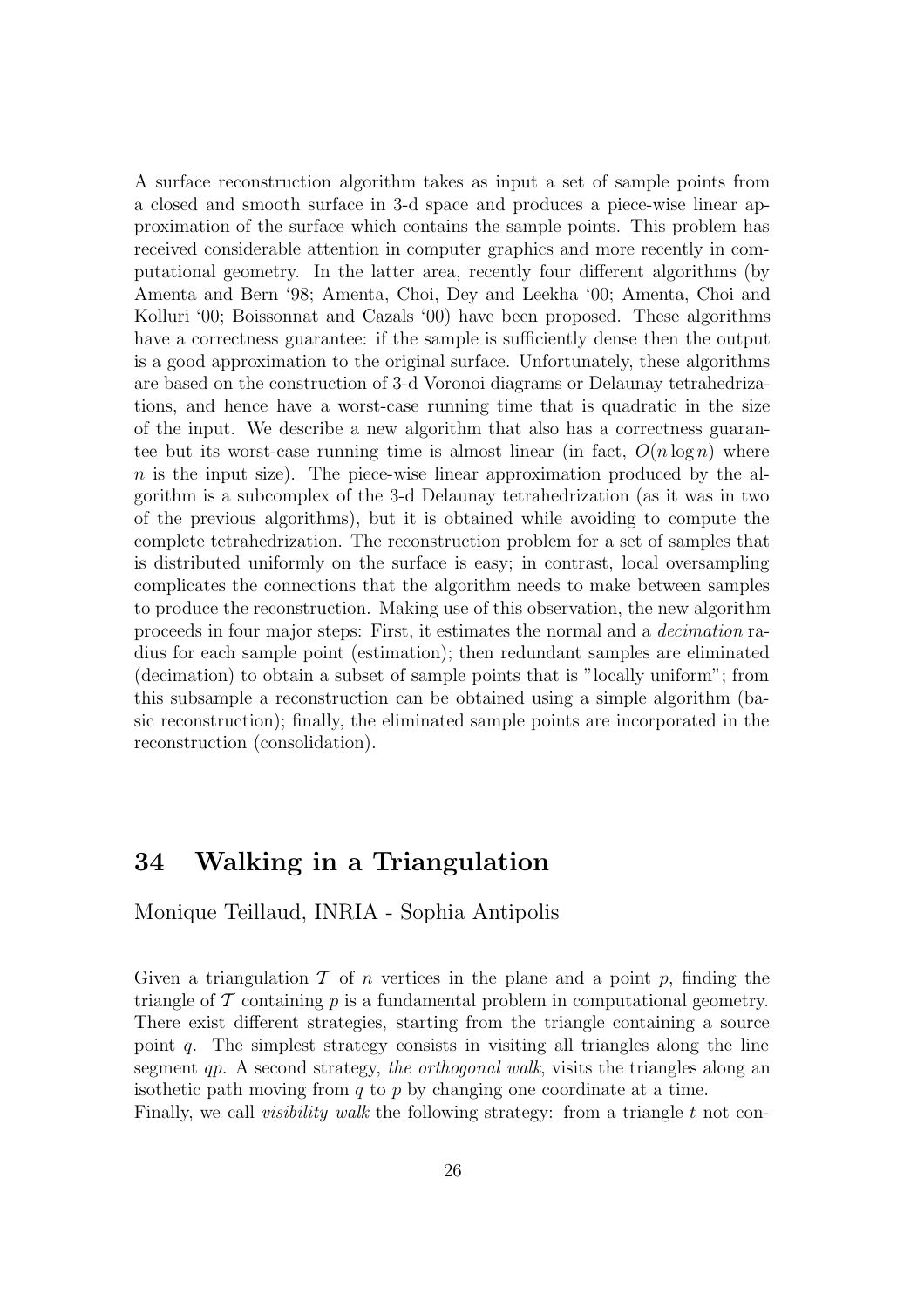A surface reconstruction algorithm takes as input a set of sample points from a closed and smooth surface in 3-d space and produces a piece-wise linear approximation of the surface which contains the sample points. This problem has received considerable attention in computer graphics and more recently in computational geometry. In the latter area, recently four different algorithms (by Amenta and Bern '98; Amenta, Choi, Dey and Leekha '00; Amenta, Choi and Kolluri '00; Boissonnat and Cazals '00) have been proposed. These algorithms have a correctness guarantee: if the sample is sufficiently dense then the output is a good approximation to the original surface. Unfortunately, these algorithms are based on the construction of 3-d Voronoi diagrams or Delaunay tetrahedrizations, and hence have a worst-case running time that is quadratic in the size of the input. We describe a new algorithm that also has a correctness guarantee but its worst-case running time is almost linear (in fact, $O(n \log n)$ where $n$ is the input size). The piece-wise linear approximation produced by the algorithm is a subcomplex of the 3-d Delaunay tetrahedrization (as it was in two of the previous algorithms), but it is obtained while avoiding to compute the complete tetrahedrization. The reconstruction problem for a set of samples that is distributed uniformly on the surface is easy; in contrast, local oversampling complicates the connections that the algorithm needs to make between samples to produce the reconstruction. Making use of this observation, the new algorithm proceeds in four major steps: First, it estimates the normal and a *decimation* radius for each sample point (estimation); then redundant samples are eliminated (decimation) to obtain a subset of sample points that is "locally uniform"; from this subsample a reconstruction can be obtained using a simple algorithm (basic reconstruction); finally, the eliminated sample points are incorporated in the reconstruction (consolidation).

## 34 Walking in a Triangulation

Monique Teillaud, INRIA - Sophia Antipolis

Given a triangulation $\mathcal{T}$ of $n$ vertices in the plane and a point $p$, finding the triangle of $\mathcal{T}$ containing $p$ is a fundamental problem in computational geometry. There exist different strategies, starting from the triangle containing a source point $q$. The simplest strategy consists in visiting all triangles along the line segment $qp$. A second strategy, *the orthogonal walk*, visits the triangles along an isothetic path moving from $q$ to $p$ by changing one coordinate at a time.
Finally, we call *visibility walk* the following strategy: from a triangle $t$ not con-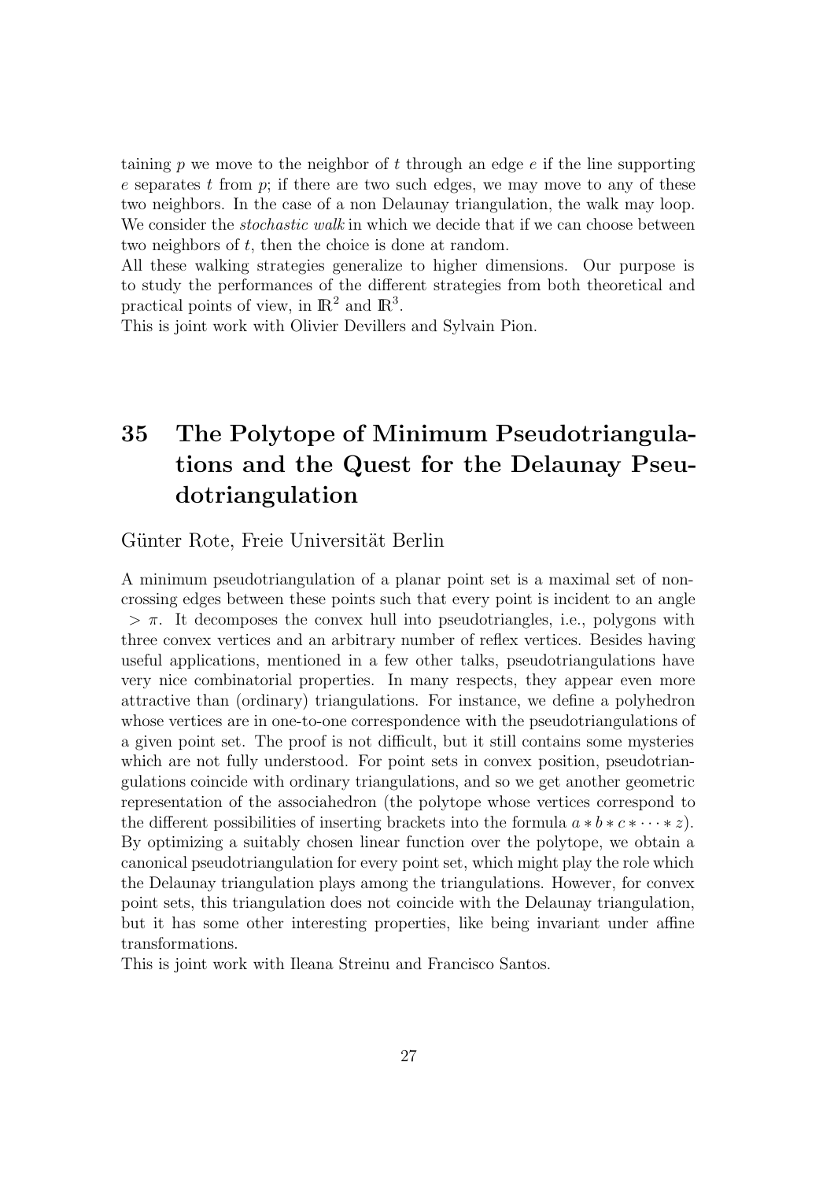taining $p$ we move to the neighbor of $t$ through an edge $e$ if the line supporting $e$ separates $t$ from $p$; if there are two such edges, we may move to any of these two neighbors. In the case of a non Delaunay triangulation, the walk may loop. We consider the *stochastic walk* in which we decide that if we can choose between two neighbors of $t$, then the choice is done at random.

All these walking strategies generalize to higher dimensions. Our purpose is to study the performances of the different strategies from both theoretical and practical points of view, in $\mathbb{R}^2$ and $\mathbb{R}^3$.

This is joint work with Olivier Devillers and Sylvain Pion.

# 35 The Polytope of Minimum Pseudotriangulations and the Quest for the Delaunay Pseudotriangulation

Günter Rote, Freie Universität Berlin

A minimum pseudotriangulation of a planar point set is a maximal set of non-crossing edges between these points such that every point is incident to an angle $> \pi$. It decomposes the convex hull into pseudotriangles, i.e., polygons with three convex vertices and an arbitrary number of reflex vertices. Besides having useful applications, mentioned in a few other talks, pseudotriangulations have very nice combinatorial properties. In many respects, they appear even more attractive than (ordinary) triangulations. For instance, we define a polyhedron whose vertices are in one-to-one correspondence with the pseudotriangulations of a given point set. The proof is not difficult, but it still contains some mysteries which are not fully understood. For point sets in convex position, pseudotriangulations coincide with ordinary triangulations, and so we get another geometric representation of the associahedron (the polytope whose vertices correspond to the different possibilities of inserting brackets into the formula $a * b * c * \cdots * z$). By optimizing a suitably chosen linear function over the polytope, we obtain a canonical pseudotriangulation for every point set, which might play the role which the Delaunay triangulation plays among the triangulations. However, for convex point sets, this triangulation does not coincide with the Delaunay triangulation, but it has some other interesting properties, like being invariant under affine transformations.

This is joint work with Ileana Streinu and Francisco Santos.